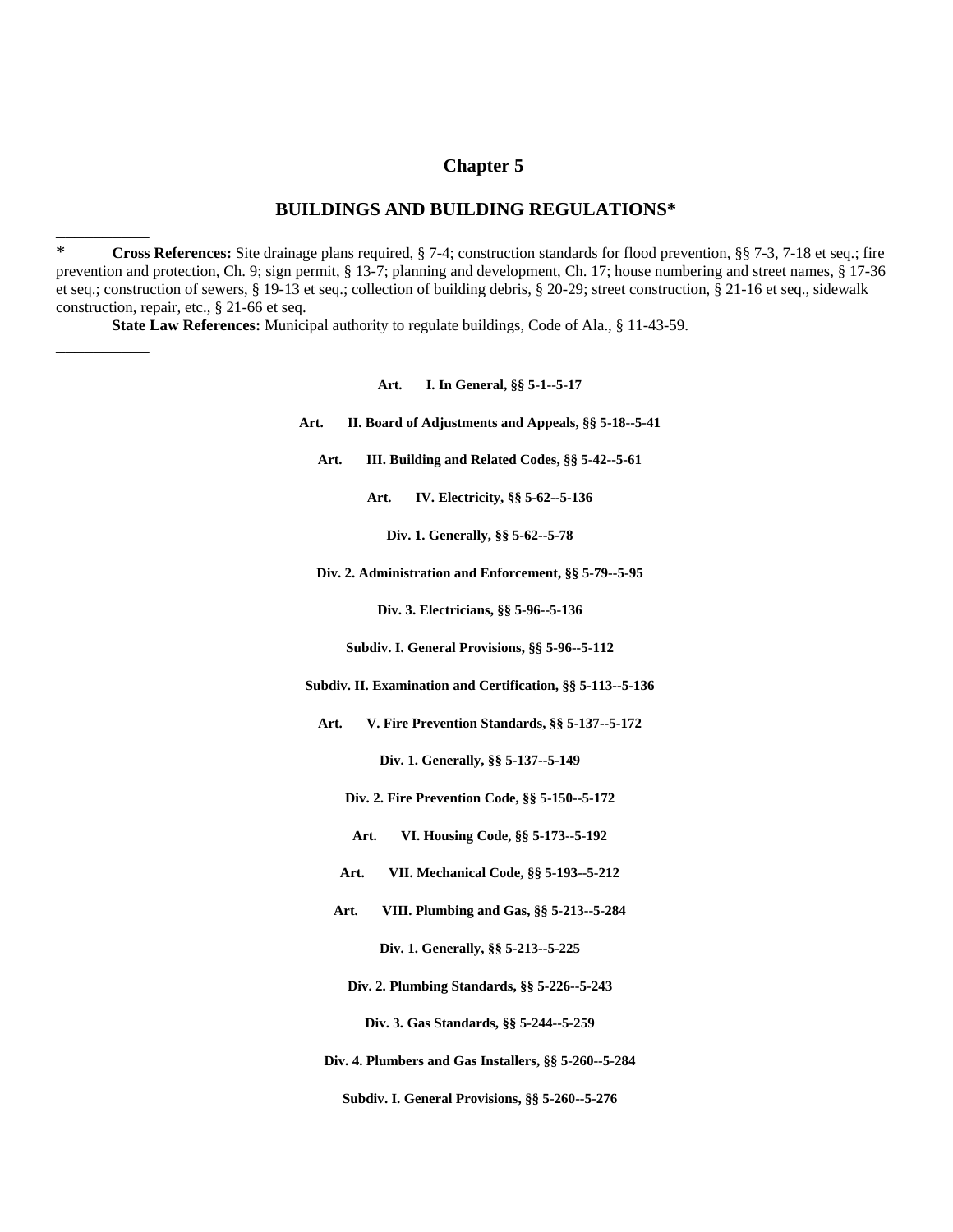# Chapter 5

## BUILDINGS AND BUILDING REGULATIONS*

___________

\* **Cross References:** Site drainage plans required, § 7-4; construction standards for flood prevention, §§ 7-3, 7-18 et seq.; fire prevention and protection, Ch. 9; sign permit, § 13-7; planning and development, Ch. 17; house numbering and street names, § 17-36 et seq.; construction of sewers, § 19-13 et seq.; collection of building debris, § 20-29; street construction, § 21-16 et seq., sidewalk construction, repair, etc., § 21-66 et seq.

**State Law References:** Municipal authority to regulate buildings, Code of Ala., § 11-43-59.

___________

**Art. I. In General, §§ 5-1--5-17**

**Art. II. Board of Adjustments and Appeals, §§ 5-18--5-41**

**Art. III. Building and Related Codes, §§ 5-42--5-61**

**Art. IV. Electricity, §§ 5-62--5-136**

**Div. 1. Generally, §§ 5-62--5-78**

**Div. 2. Administration and Enforcement, §§ 5-79--5-95**

**Div. 3. Electricians, §§ 5-96--5-136**

**Subdiv. I. General Provisions, §§ 5-96--5-112**

**Subdiv. II. Examination and Certification, §§ 5-113--5-136**

**Art. V. Fire Prevention Standards, §§ 5-137--5-172**

**Div. 1. Generally, §§ 5-137--5-149**

**Div. 2. Fire Prevention Code, §§ 5-150--5-172**

**Art. VI. Housing Code, §§ 5-173--5-192**

**Art. VII. Mechanical Code, §§ 5-193--5-212**

**Art. VIII. Plumbing and Gas, §§ 5-213--5-284**

**Div. 1. Generally, §§ 5-213--5-225**

**Div. 2. Plumbing Standards, §§ 5-226--5-243**

**Div. 3. Gas Standards, §§ 5-244--5-259**

**Div. 4. Plumbers and Gas Installers, §§ 5-260--5-284**

**Subdiv. I. General Provisions, §§ 5-260--5-276**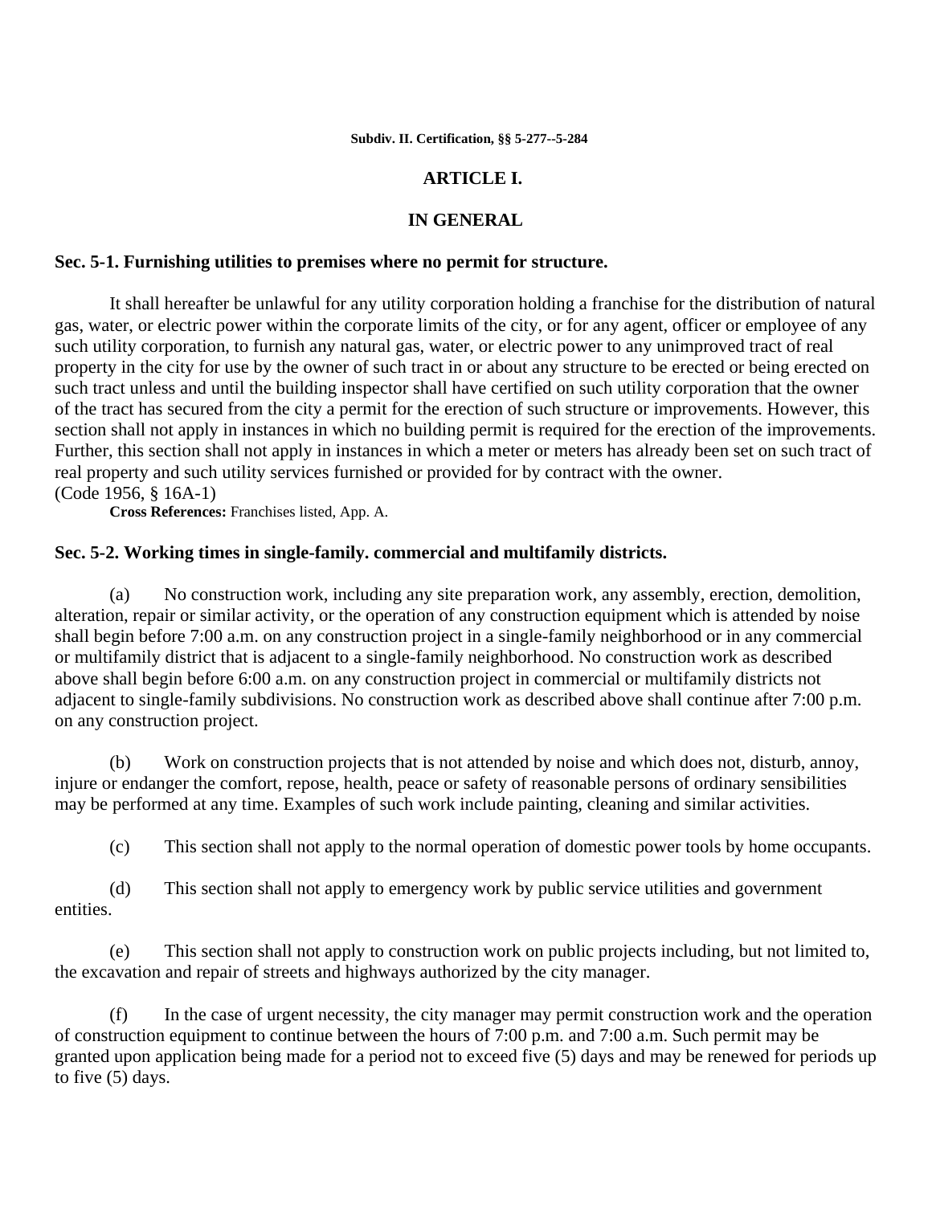**Subdiv. II. Certification, §§ 5-277--5-284**

## ARTICLE I.

## IN GENERAL

### Sec. 5-1. Furnishing utilities to premises where no permit for structure.

It shall hereafter be unlawful for any utility corporation holding a franchise for the distribution of natural gas, water, or electric power within the corporate limits of the city, or for any agent, officer or employee of any such utility corporation, to furnish any natural gas, water, or electric power to any unimproved tract of real property in the city for use by the owner of such tract in or about any structure to be erected or being erected on such tract unless and until the building inspector shall have certified on such utility corporation that the owner of the tract has secured from the city a permit for the erection of such structure or improvements. However, this section shall not apply in instances in which no building permit is required for the erection of the improvements. Further, this section shall not apply in instances in which a meter or meters has already been set on such tract of real property and such utility services furnished or provided for by contract with the owner.
(Code 1956, § 16A-1)

**Cross References:** Franchises listed, App. A.

### Sec. 5-2. Working times in single-family. commercial and multifamily districts.

(a) No construction work, including any site preparation work, any assembly, erection, demolition, alteration, repair or similar activity, or the operation of any construction equipment which is attended by noise shall begin before 7:00 a.m. on any construction project in a single-family neighborhood or in any commercial or multifamily district that is adjacent to a single-family neighborhood. No construction work as described above shall begin before 6:00 a.m. on any construction project in commercial or multifamily districts not adjacent to single-family subdivisions. No construction work as described above shall continue after 7:00 p.m. on any construction project.

(b) Work on construction projects that is not attended by noise and which does not, disturb, annoy, injure or endanger the comfort, repose, health, peace or safety of reasonable persons of ordinary sensibilities may be performed at any time. Examples of such work include painting, cleaning and similar activities.

(c) This section shall not apply to the normal operation of domestic power tools by home occupants.

(d) This section shall not apply to emergency work by public service utilities and government entities.

(e) This section shall not apply to construction work on public projects including, but not limited to, the excavation and repair of streets and highways authorized by the city manager.

(f) In the case of urgent necessity, the city manager may permit construction work and the operation of construction equipment to continue between the hours of 7:00 p.m. and 7:00 a.m. Such permit may be granted upon application being made for a period not to exceed five (5) days and may be renewed for periods up to five (5) days.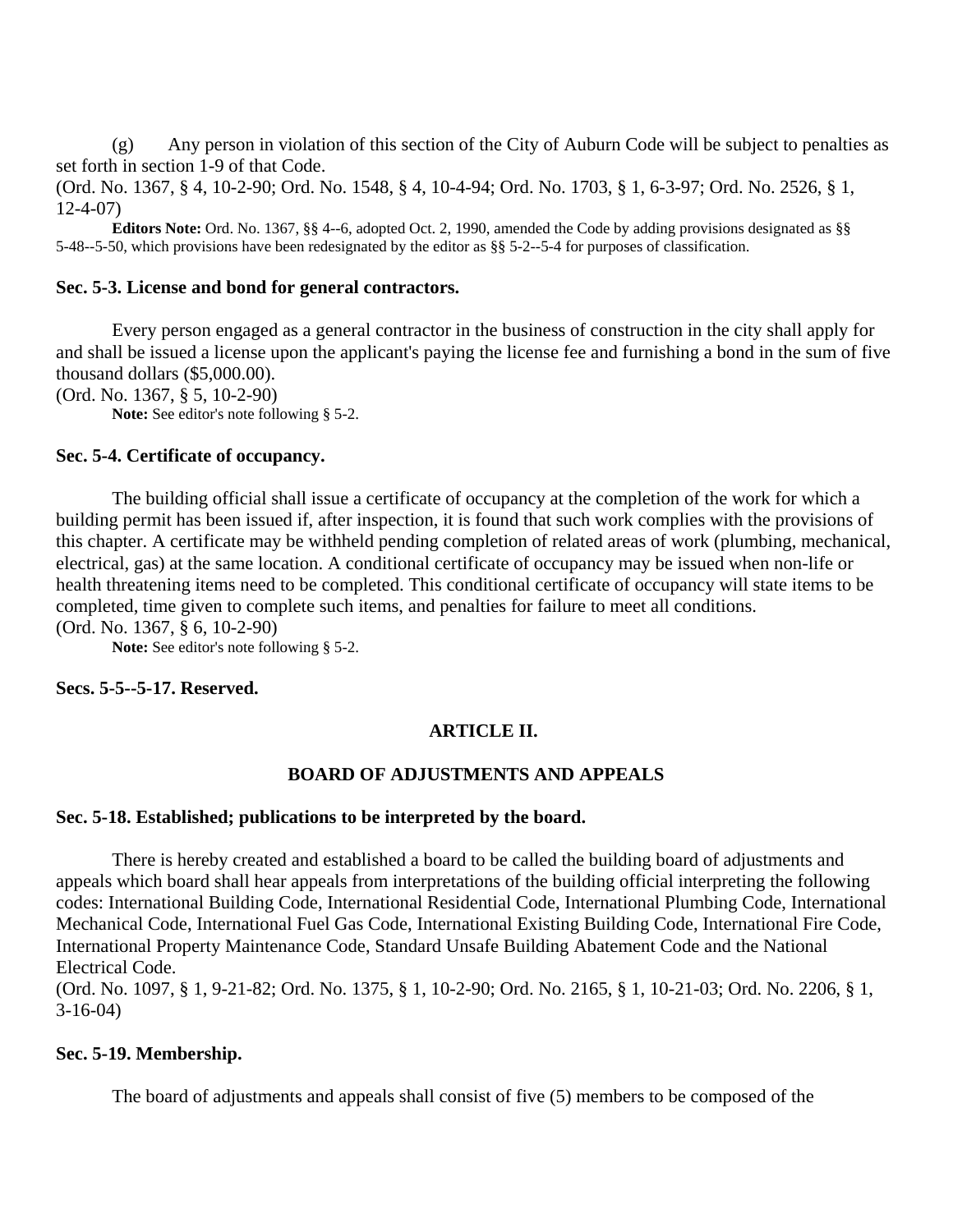(g) Any person in violation of this section of the City of Auburn Code will be subject to penalties as set forth in section 1-9 of that Code.

(Ord. No. 1367, § 4, 10-2-90; Ord. No. 1548, § 4, 10-4-94; Ord. No. 1703, § 1, 6-3-97; Ord. No. 2526, § 1, 12-4-07)

**Editors Note:** Ord. No. 1367, §§ 4--6, adopted Oct. 2, 1990, amended the Code by adding provisions designated as §§ 5-48--5-50, which provisions have been redesignated by the editor as §§ 5-2--5-4 for purposes of classification.

### Sec. 5-3. License and bond for general contractors.

Every person engaged as a general contractor in the business of construction in the city shall apply for and shall be issued a license upon the applicant's paying the license fee and furnishing a bond in the sum of five thousand dollars ($5,000.00).

(Ord. No. 1367, § 5, 10-2-90)

**Note:** See editor's note following § 5-2.

### Sec. 5-4. Certificate of occupancy.

The building official shall issue a certificate of occupancy at the completion of the work for which a building permit has been issued if, after inspection, it is found that such work complies with the provisions of this chapter. A certificate may be withheld pending completion of related areas of work (plumbing, mechanical, electrical, gas) at the same location. A conditional certificate of occupancy may be issued when non-life or health threatening items need to be completed. This conditional certificate of occupancy will state items to be completed, time given to complete such items, and penalties for failure to meet all conditions.

(Ord. No. 1367, § 6, 10-2-90)

**Note:** See editor's note following § 5-2.

### Secs. 5-5--5-17. Reserved.

## ARTICLE II.

## BOARD OF ADJUSTMENTS AND APPEALS

### Sec. 5-18. Established; publications to be interpreted by the board.

There is hereby created and established a board to be called the building board of adjustments and appeals which board shall hear appeals from interpretations of the building official interpreting the following codes: International Building Code, International Residential Code, International Plumbing Code, International Mechanical Code, International Fuel Gas Code, International Existing Building Code, International Fire Code, International Property Maintenance Code, Standard Unsafe Building Abatement Code and the National Electrical Code.

(Ord. No. 1097, § 1, 9-21-82; Ord. No. 1375, § 1, 10-2-90; Ord. No. 2165, § 1, 10-21-03; Ord. No. 2206, § 1, 3-16-04)

### Sec. 5-19. Membership.

The board of adjustments and appeals shall consist of five (5) members to be composed of the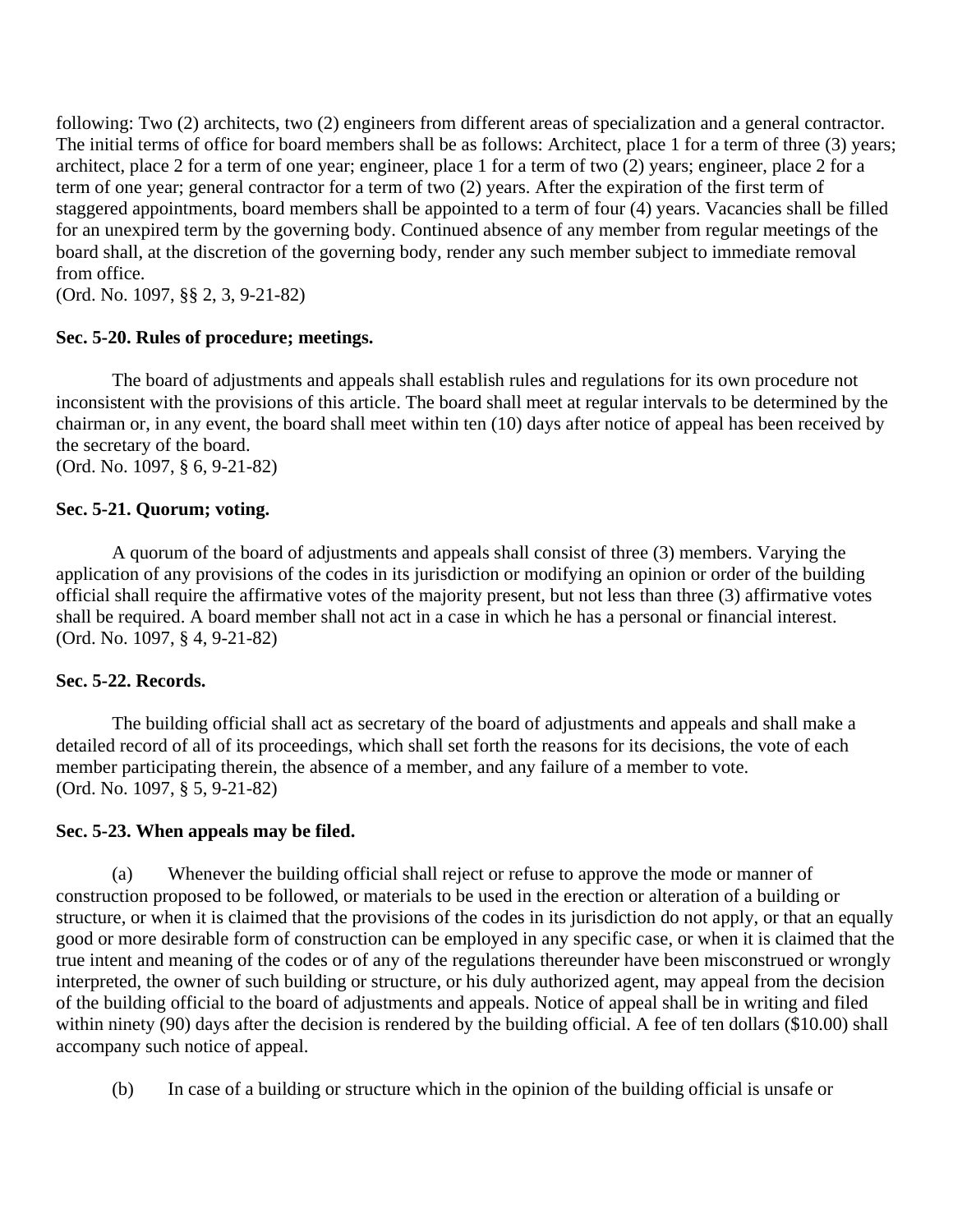following: Two (2) architects, two (2) engineers from different areas of specialization and a general contractor. The initial terms of office for board members shall be as follows: Architect, place 1 for a term of three (3) years; architect, place 2 for a term of one year; engineer, place 1 for a term of two (2) years; engineer, place 2 for a term of one year; general contractor for a term of two (2) years. After the expiration of the first term of staggered appointments, board members shall be appointed to a term of four (4) years. Vacancies shall be filled for an unexpired term by the governing body. Continued absence of any member from regular meetings of the board shall, at the discretion of the governing body, render any such member subject to immediate removal from office.
(Ord. No. 1097, §§ 2, 3, 9-21-82)

**Sec. 5-20. Rules of procedure; meetings.**

The board of adjustments and appeals shall establish rules and regulations for its own procedure not inconsistent with the provisions of this article. The board shall meet at regular intervals to be determined by the chairman or, in any event, the board shall meet within ten (10) days after notice of appeal has been received by the secretary of the board.
(Ord. No. 1097, § 6, 9-21-82)

**Sec. 5-21. Quorum; voting.**

A quorum of the board of adjustments and appeals shall consist of three (3) members. Varying the application of any provisions of the codes in its jurisdiction or modifying an opinion or order of the building official shall require the affirmative votes of the majority present, but not less than three (3) affirmative votes shall be required. A board member shall not act in a case in which he has a personal or financial interest.
(Ord. No. 1097, § 4, 9-21-82)

**Sec. 5-22. Records.**

The building official shall act as secretary of the board of adjustments and appeals and shall make a detailed record of all of its proceedings, which shall set forth the reasons for its decisions, the vote of each member participating therein, the absence of a member, and any failure of a member to vote.
(Ord. No. 1097, § 5, 9-21-82)

**Sec. 5-23. When appeals may be filed.**

(a) Whenever the building official shall reject or refuse to approve the mode or manner of construction proposed to be followed, or materials to be used in the erection or alteration of a building or structure, or when it is claimed that the provisions of the codes in its jurisdiction do not apply, or that an equally good or more desirable form of construction can be employed in any specific case, or when it is claimed that the true intent and meaning of the codes or of any of the regulations thereunder have been misconstrued or wrongly interpreted, the owner of such building or structure, or his duly authorized agent, may appeal from the decision of the building official to the board of adjustments and appeals. Notice of appeal shall be in writing and filed within ninety (90) days after the decision is rendered by the building official. A fee of ten dollars ($10.00) shall accompany such notice of appeal.

(b) In case of a building or structure which in the opinion of the building official is unsafe or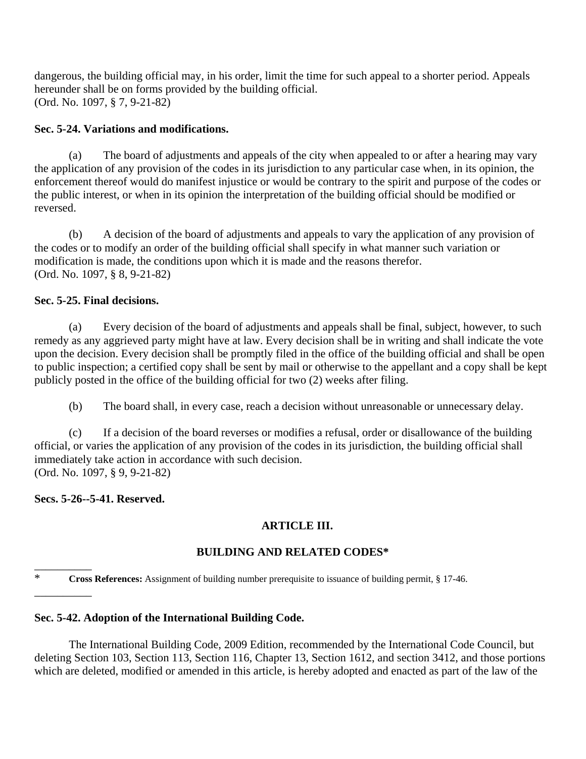dangerous, the building official may, in his order, limit the time for such appeal to a shorter period. Appeals hereunder shall be on forms provided by the building official.
(Ord. No. 1097, § 7, 9-21-82)

**Sec. 5-24. Variations and modifications.**

(a) The board of adjustments and appeals of the city when appealed to or after a hearing may vary the application of any provision of the codes in its jurisdiction to any particular case when, in its opinion, the enforcement thereof would do manifest injustice or would be contrary to the spirit and purpose of the codes or the public interest, or when in its opinion the interpretation of the building official should be modified or reversed.

(b) A decision of the board of adjustments and appeals to vary the application of any provision of the codes or to modify an order of the building official shall specify in what manner such variation or modification is made, the conditions upon which it is made and the reasons therefor.
(Ord. No. 1097, § 8, 9-21-82)

**Sec. 5-25. Final decisions.**

(a) Every decision of the board of adjustments and appeals shall be final, subject, however, to such remedy as any aggrieved party might have at law. Every decision shall be in writing and shall indicate the vote upon the decision. Every decision shall be promptly filed in the office of the building official and shall be open to public inspection; a certified copy shall be sent by mail or otherwise to the appellant and a copy shall be kept publicly posted in the office of the building official for two (2) weeks after filing.

(b) The board shall, in every case, reach a decision without unreasonable or unnecessary delay.

(c) If a decision of the board reverses or modifies a refusal, order or disallowance of the building official, or varies the application of any provision of the codes in its jurisdiction, the building official shall immediately take action in accordance with such decision.
(Ord. No. 1097, § 9, 9-21-82)

**Secs. 5-26--5-41. Reserved.**

## ARTICLE III.

## BUILDING AND RELATED CODES*

---

\* **Cross References:** Assignment of building number prerequisite to issuance of building permit, § 17-46.

---

**Sec. 5-42. Adoption of the International Building Code.**

The International Building Code, 2009 Edition, recommended by the International Code Council, but deleting Section 103, Section 113, Section 116, Chapter 13, Section 1612, and section 3412, and those portions which are deleted, modified or amended in this article, is hereby adopted and enacted as part of the law of the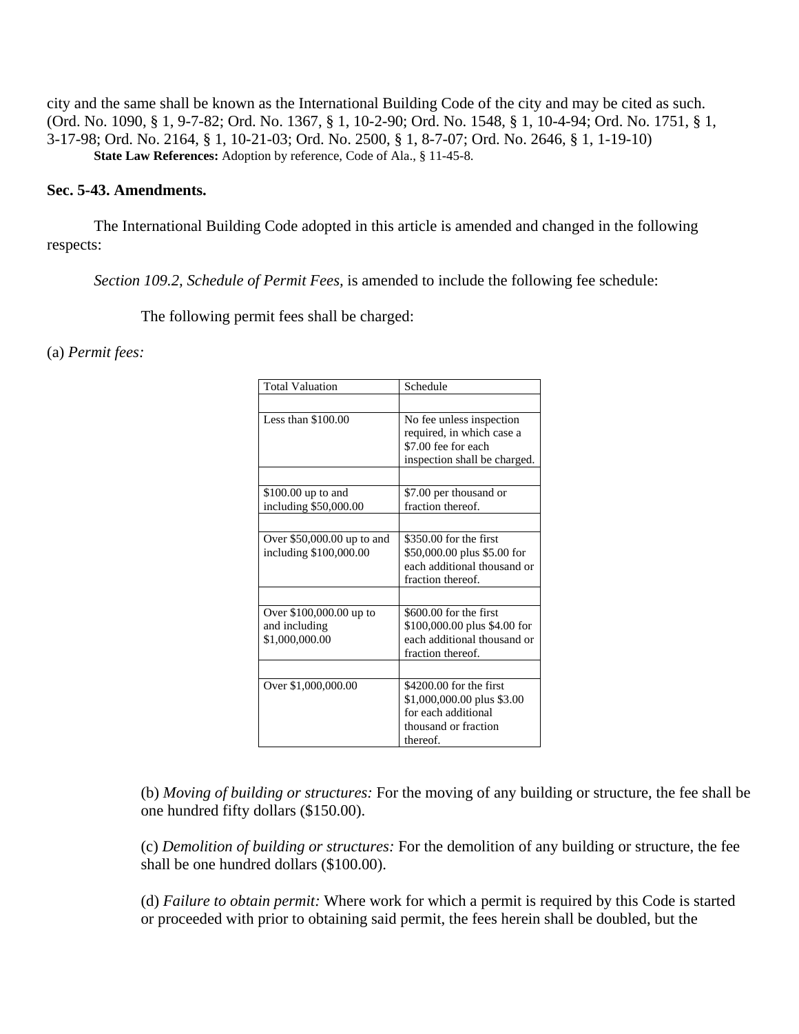city and the same shall be known as the International Building Code of the city and may be cited as such. (Ord. No. 1090, § 1, 9-7-82; Ord. No. 1367, § 1, 10-2-90; Ord. No. 1548, § 1, 10-4-94; Ord. No. 1751, § 1, 3-17-98; Ord. No. 2164, § 1, 10-21-03; Ord. No. 2500, § 1, 8-7-07; Ord. No. 2646, § 1, 1-19-10)

**State Law References:** Adoption by reference, Code of Ala., § 11-45-8.

### Sec. 5-43. Amendments.

The International Building Code adopted in this article is amended and changed in the following respects:

*Section 109.2, Schedule of Permit Fees,* is amended to include the following fee schedule:

The following permit fees shall be charged:

(a) *Permit fees:*

| Total Valuation | Schedule |
|---|---|
| | |
| Less than $100.00 | No fee unless inspection required, in which case a $7.00 fee for each inspection shall be charged. |
| | |
| $100.00 up to and including $50,000.00 | $7.00 per thousand or fraction thereof. |
| | |
| Over $50,000.00 up to and including $100,000.00 | $350.00 for the first $50,000.00 plus $5.00 for each additional thousand or fraction thereof. |
| | |
| Over $100,000.00 up to and including $1,000,000.00 | $600.00 for the first $100,000.00 plus $4.00 for each additional thousand or fraction thereof. |
| | |
| Over $1,000,000.00 | $4200.00 for the first $1,000,000.00 plus $3.00 for each additional thousand or fraction thereof. |

(b) *Moving of building or structures:* For the moving of any building or structure, the fee shall be one hundred fifty dollars ($150.00).

(c) *Demolition of building or structures:* For the demolition of any building or structure, the fee shall be one hundred dollars ($100.00).

(d) *Failure to obtain permit:* Where work for which a permit is required by this Code is started or proceeded with prior to obtaining said permit, the fees herein shall be doubled, but the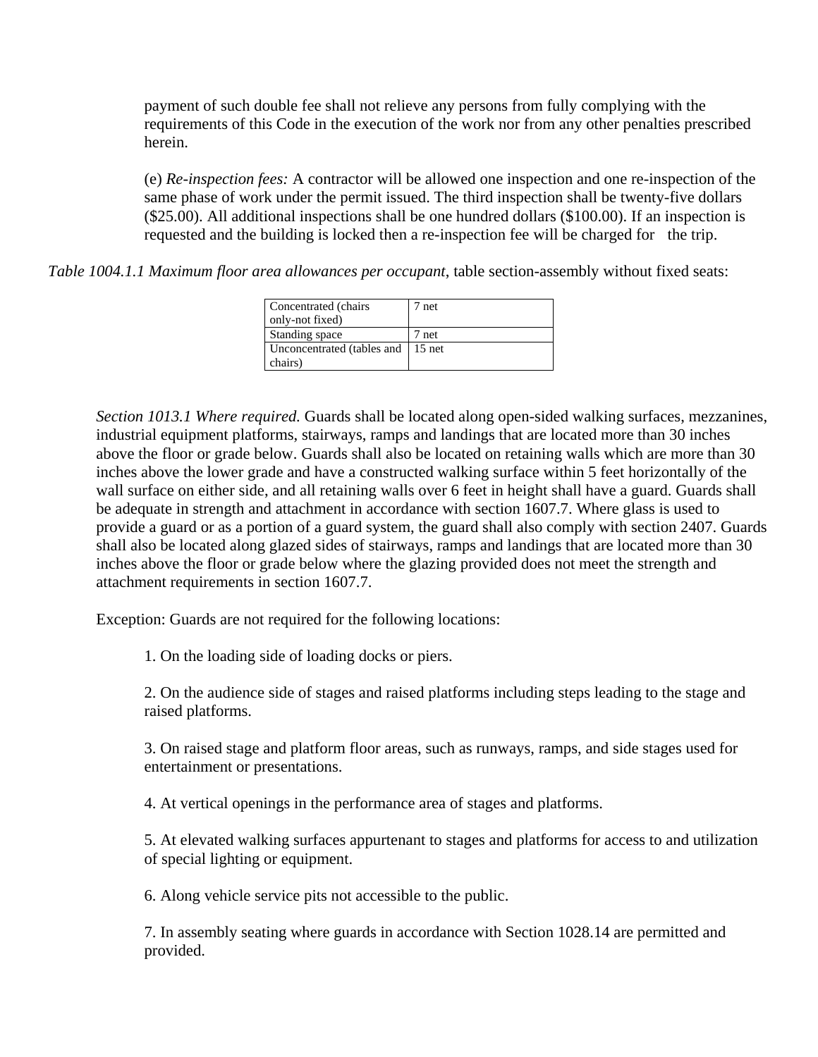payment of such double fee shall not relieve any persons from fully complying with the requirements of this Code in the execution of the work nor from any other penalties prescribed herein.

(e) *Re-inspection fees:* A contractor will be allowed one inspection and one re-inspection of the same phase of work under the permit issued. The third inspection shall be twenty-five dollars ($25.00). All additional inspections shall be one hundred dollars ($100.00). If an inspection is requested and the building is locked then a re-inspection fee will be charged for the trip.

*Table 1004.1.1 Maximum floor area allowances per occupant*, table section-assembly without fixed seats:

| | |
|---|---|
| Concentrated (chairs only-not fixed) | 7 net |
| Standing space | 7 net |
| Unconcentrated (tables and chairs) | 15 net |

*Section 1013.1 Where required.* Guards shall be located along open-sided walking surfaces, mezzanines, industrial equipment platforms, stairways, ramps and landings that are located more than 30 inches above the floor or grade below. Guards shall also be located on retaining walls which are more than 30 inches above the lower grade and have a constructed walking surface within 5 feet horizontally of the wall surface on either side, and all retaining walls over 6 feet in height shall have a guard. Guards shall be adequate in strength and attachment in accordance with section 1607.7. Where glass is used to provide a guard or as a portion of a guard system, the guard shall also comply with section 2407. Guards shall also be located along glazed sides of stairways, ramps and landings that are located more than 30 inches above the floor or grade below where the glazing provided does not meet the strength and attachment requirements in section 1607.7.

Exception: Guards are not required for the following locations:

1. On the loading side of loading docks or piers.

2. On the audience side of stages and raised platforms including steps leading to the stage and raised platforms.

3. On raised stage and platform floor areas, such as runways, ramps, and side stages used for entertainment or presentations.

4. At vertical openings in the performance area of stages and platforms.

5. At elevated walking surfaces appurtenant to stages and platforms for access to and utilization of special lighting or equipment.

6. Along vehicle service pits not accessible to the public.

7. In assembly seating where guards in accordance with Section 1028.14 are permitted and provided.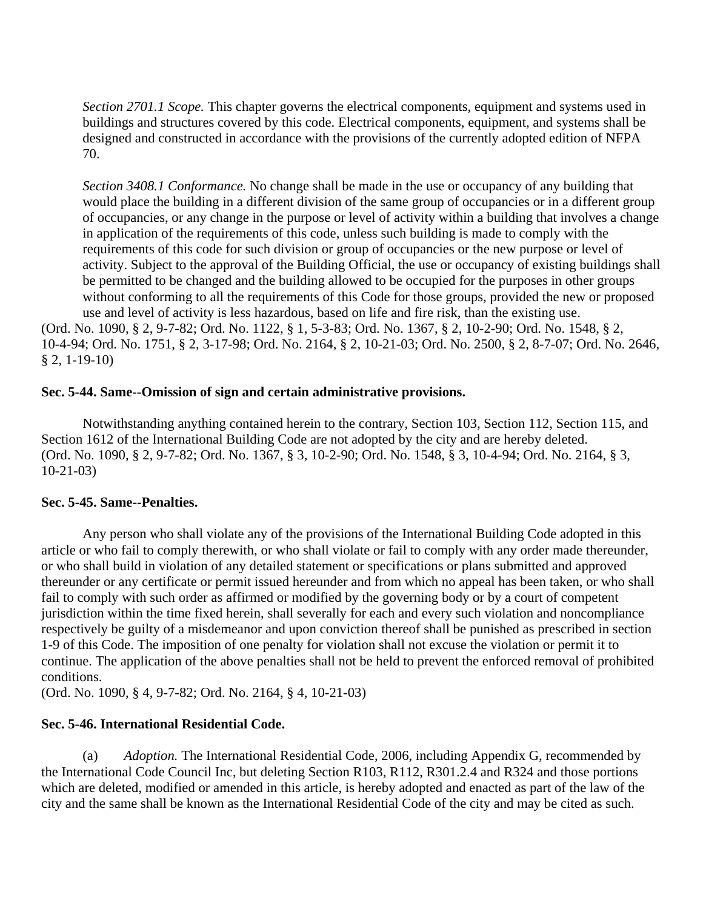*Section 2701.1 Scope.* This chapter governs the electrical components, equipment and systems used in buildings and structures covered by this code. Electrical components, equipment, and systems shall be designed and constructed in accordance with the provisions of the currently adopted edition of NFPA 70.

*Section 3408.1 Conformance.* No change shall be made in the use or occupancy of any building that would place the building in a different division of the same group of occupancies or in a different group of occupancies, or any change in the purpose or level of activity within a building that involves a change in application of the requirements of this code, unless such building is made to comply with the requirements of this code for such division or group of occupancies or the new purpose or level of activity. Subject to the approval of the Building Official, the use or occupancy of existing buildings shall be permitted to be changed and the building allowed to be occupied for the purposes in other groups without conforming to all the requirements of this Code for those groups, provided the new or proposed use and level of activity is less hazardous, based on life and fire risk, than the existing use.

(Ord. No. 1090, § 2, 9-7-82; Ord. No. 1122, § 1, 5-3-83; Ord. No. 1367, § 2, 10-2-90; Ord. No. 1548, § 2, 10-4-94; Ord. No. 1751, § 2, 3-17-98; Ord. No. 2164, § 2, 10-21-03; Ord. No. 2500, § 2, 8-7-07; Ord. No. 2646, § 2, 1-19-10)

**Sec. 5-44. Same--Omission of sign and certain administrative provisions.**

Notwithstanding anything contained herein to the contrary, Section 103, Section 112, Section 115, and Section 1612 of the International Building Code are not adopted by the city and are hereby deleted.
(Ord. No. 1090, § 2, 9-7-82; Ord. No. 1367, § 3, 10-2-90; Ord. No. 1548, § 3, 10-4-94; Ord. No. 2164, § 3, 10-21-03)

**Sec. 5-45. Same--Penalties.**

Any person who shall violate any of the provisions of the International Building Code adopted in this article or who fail to comply therewith, or who shall violate or fail to comply with any order made thereunder, or who shall build in violation of any detailed statement or specifications or plans submitted and approved thereunder or any certificate or permit issued hereunder and from which no appeal has been taken, or who shall fail to comply with such order as affirmed or modified by the governing body or by a court of competent jurisdiction within the time fixed herein, shall severally for each and every such violation and noncompliance respectively be guilty of a misdemeanor and upon conviction thereof shall be punished as prescribed in section 1-9 of this Code. The imposition of one penalty for violation shall not excuse the violation or permit it to continue. The application of the above penalties shall not be held to prevent the enforced removal of prohibited conditions.
(Ord. No. 1090, § 4, 9-7-82; Ord. No. 2164, § 4, 10-21-03)

**Sec. 5-46. International Residential Code.**

(a) *Adoption.* The International Residential Code, 2006, including Appendix G, recommended by the International Code Council Inc, but deleting Section R103, R112, R301.2.4 and R324 and those portions which are deleted, modified or amended in this article, is hereby adopted and enacted as part of the law of the city and the same shall be known as the International Residential Code of the city and may be cited as such.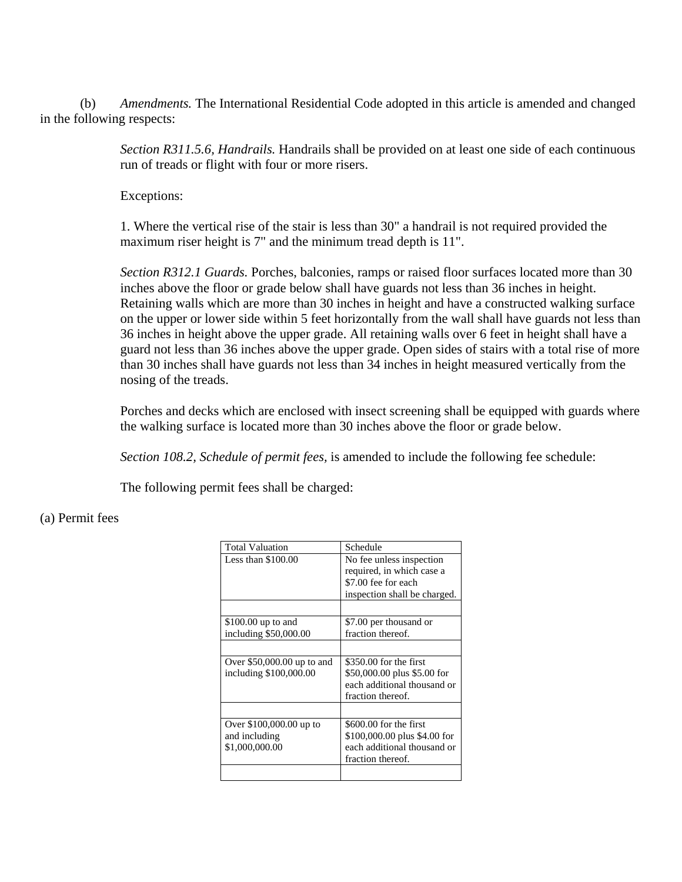(b) *Amendments.* The International Residential Code adopted in this article is amended and changed in the following respects:

*Section R311.5.6, Handrails.* Handrails shall be provided on at least one side of each continuous run of treads or flight with four or more risers.

Exceptions:

1. Where the vertical rise of the stair is less than 30" a handrail is not required provided the maximum riser height is 7" and the minimum tread depth is 11".

*Section R312.1 Guards.* Porches, balconies, ramps or raised floor surfaces located more than 30 inches above the floor or grade below shall have guards not less than 36 inches in height. Retaining walls which are more than 30 inches in height and have a constructed walking surface on the upper or lower side within 5 feet horizontally from the wall shall have guards not less than 36 inches in height above the upper grade. All retaining walls over 6 feet in height shall have a guard not less than 36 inches above the upper grade. Open sides of stairs with a total rise of more than 30 inches shall have guards not less than 34 inches in height measured vertically from the nosing of the treads.

Porches and decks which are enclosed with insect screening shall be equipped with guards where the walking surface is located more than 30 inches above the floor or grade below.

*Section 108.2, Schedule of permit fees,* is amended to include the following fee schedule:

The following permit fees shall be charged:

(a) Permit fees

| Total Valuation | Schedule |
|---|---|
| Less than $100.00 | No fee unless inspection required, in which case a $7.00 fee for each inspection shall be charged. |
| | |
| $100.00 up to and including $50,000.00 | $7.00 per thousand or fraction thereof. |
| | |
| Over $50,000.00 up to and including $100,000.00 | $350.00 for the first $50,000.00 plus $5.00 for each additional thousand or fraction thereof. |
| | |
| Over $100,000.00 up to and including $1,000,000.00 | $600.00 for the first $100,000.00 plus $4.00 for each additional thousand or fraction thereof. |
| | |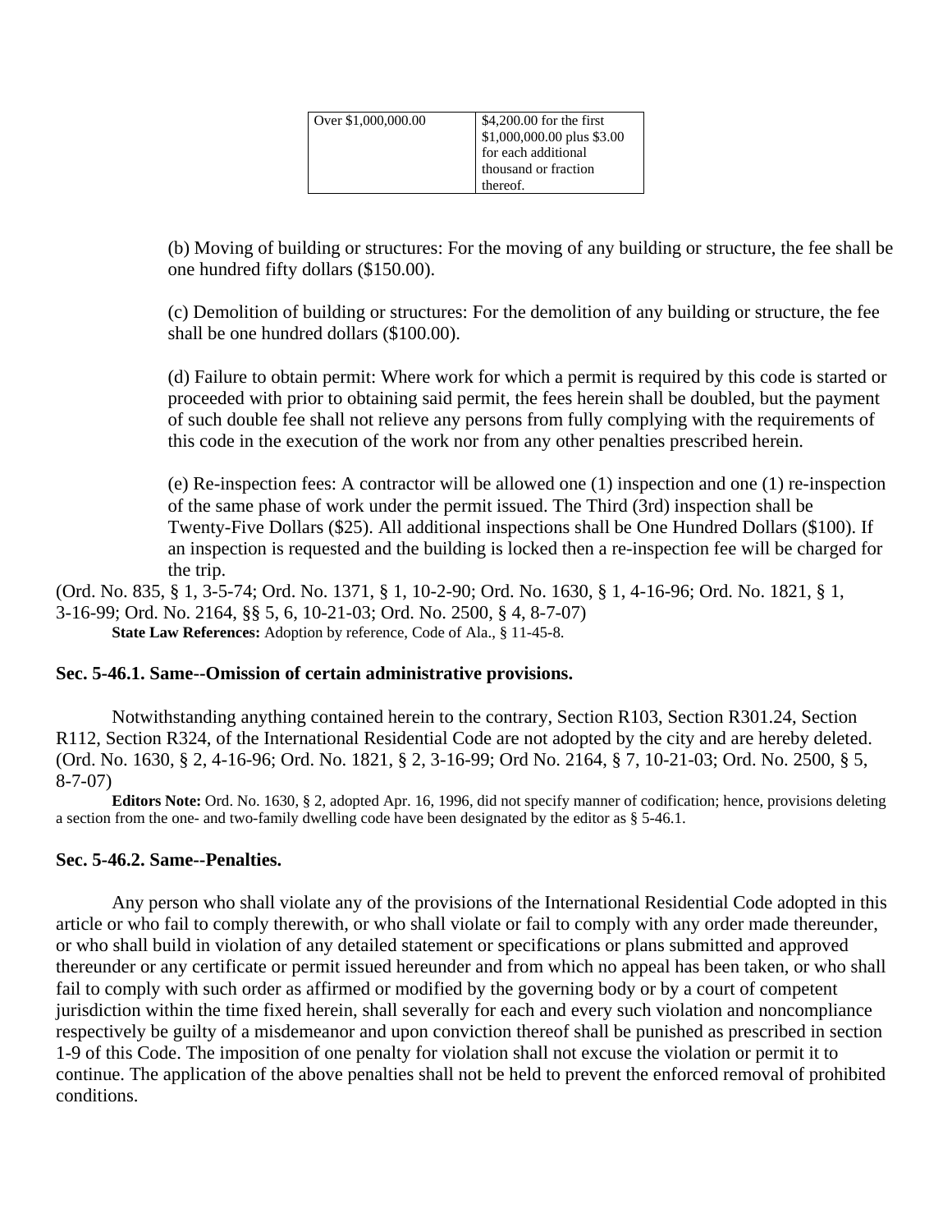| | |
|---|---|
| Over $1,000,000.00 | $4,200.00 for the first $1,000,000.00 plus $3.00 for each additional thousand or fraction thereof. |

(b) Moving of building or structures: For the moving of any building or structure, the fee shall be one hundred fifty dollars ($150.00).

(c) Demolition of building or structures: For the demolition of any building or structure, the fee shall be one hundred dollars ($100.00).

(d) Failure to obtain permit: Where work for which a permit is required by this code is started or proceeded with prior to obtaining said permit, the fees herein shall be doubled, but the payment of such double fee shall not relieve any persons from fully complying with the requirements of this code in the execution of the work nor from any other penalties prescribed herein.

(e) Re-inspection fees: A contractor will be allowed one (1) inspection and one (1) re-inspection of the same phase of work under the permit issued. The Third (3rd) inspection shall be Twenty-Five Dollars ($25). All additional inspections shall be One Hundred Dollars ($100). If an inspection is requested and the building is locked then a re-inspection fee will be charged for the trip.

(Ord. No. 835, § 1, 3-5-74; Ord. No. 1371, § 1, 10-2-90; Ord. No. 1630, § 1, 4-16-96; Ord. No. 1821, § 1, 3-16-99; Ord. No. 2164, §§ 5, 6, 10-21-03; Ord. No. 2500, § 4, 8-7-07)

**State Law References:** Adoption by reference, Code of Ala., § 11-45-8.

### Sec. 5-46.1. Same--Omission of certain administrative provisions.

Notwithstanding anything contained herein to the contrary, Section R103, Section R301.24, Section R112, Section R324, of the International Residential Code are not adopted by the city and are hereby deleted. (Ord. No. 1630, § 2, 4-16-96; Ord. No. 1821, § 2, 3-16-99; Ord No. 2164, § 7, 10-21-03; Ord. No. 2500, § 5, 8-7-07)

**Editors Note:** Ord. No. 1630, § 2, adopted Apr. 16, 1996, did not specify manner of codification; hence, provisions deleting a section from the one- and two-family dwelling code have been designated by the editor as § 5-46.1.

### Sec. 5-46.2. Same--Penalties.

Any person who shall violate any of the provisions of the International Residential Code adopted in this article or who fail to comply therewith, or who shall violate or fail to comply with any order made thereunder, or who shall build in violation of any detailed statement or specifications or plans submitted and approved thereunder or any certificate or permit issued hereunder and from which no appeal has been taken, or who shall fail to comply with such order as affirmed or modified by the governing body or by a court of competent jurisdiction within the time fixed herein, shall severally for each and every such violation and noncompliance respectively be guilty of a misdemeanor and upon conviction thereof shall be punished as prescribed in section 1-9 of this Code. The imposition of one penalty for violation shall not excuse the violation or permit it to continue. The application of the above penalties shall not be held to prevent the enforced removal of prohibited conditions.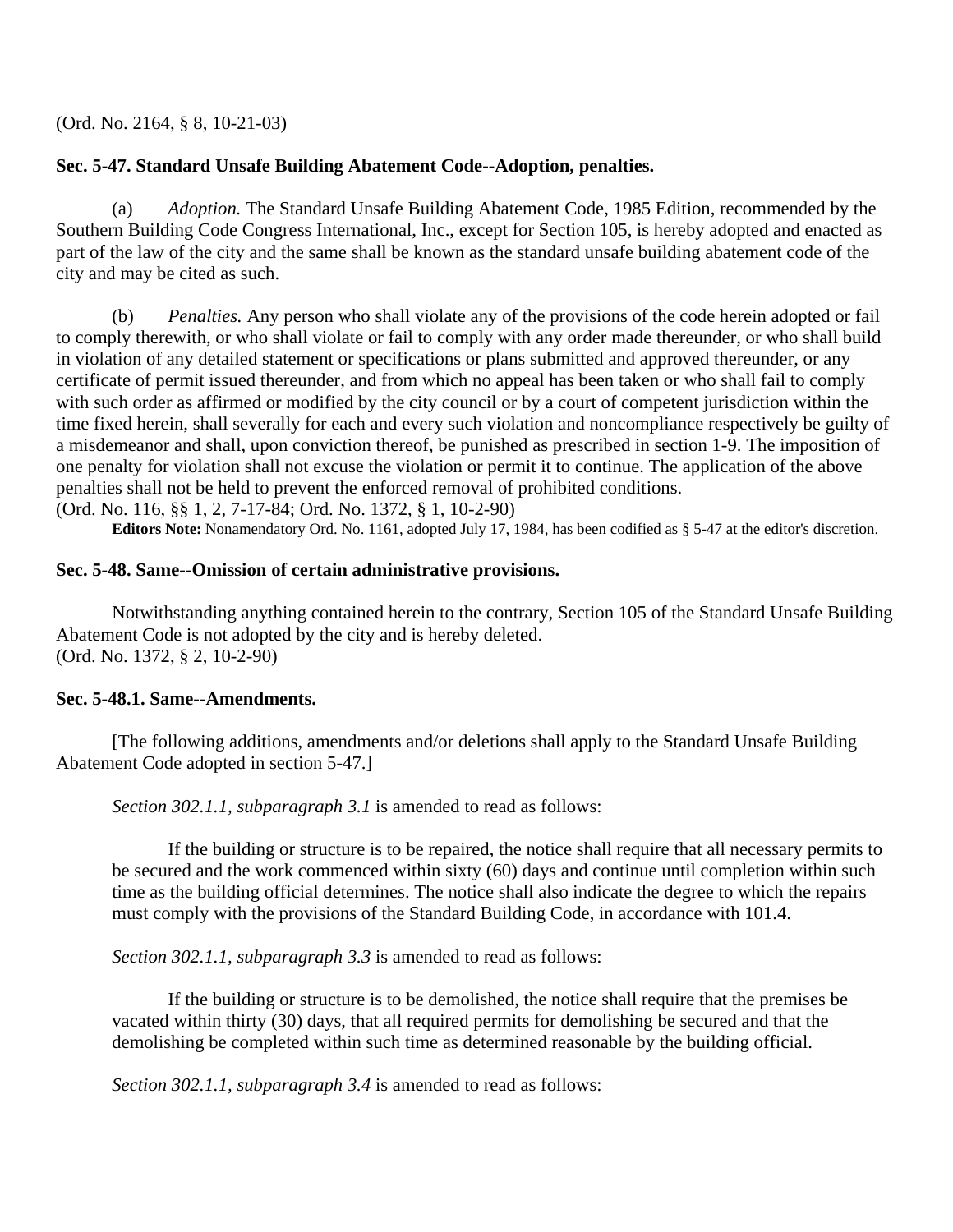(Ord. No. 2164, § 8, 10-21-03)

**Sec. 5-47. Standard Unsafe Building Abatement Code--Adoption, penalties.**

(a) *Adoption.* The Standard Unsafe Building Abatement Code, 1985 Edition, recommended by the Southern Building Code Congress International, Inc., except for Section 105, is hereby adopted and enacted as part of the law of the city and the same shall be known as the standard unsafe building abatement code of the city and may be cited as such.

(b) *Penalties.* Any person who shall violate any of the provisions of the code herein adopted or fail to comply therewith, or who shall violate or fail to comply with any order made thereunder, or who shall build in violation of any detailed statement or specifications or plans submitted and approved thereunder, or any certificate of permit issued thereunder, and from which no appeal has been taken or who shall fail to comply with such order as affirmed or modified by the city council or by a court of competent jurisdiction within the time fixed herein, shall severally for each and every such violation and noncompliance respectively be guilty of a misdemeanor and shall, upon conviction thereof, be punished as prescribed in section 1-9. The imposition of one penalty for violation shall not excuse the violation or permit it to continue. The application of the above penalties shall not be held to prevent the enforced removal of prohibited conditions.
(Ord. No. 116, §§ 1, 2, 7-17-84; Ord. No. 1372, § 1, 10-2-90)

**Editors Note:** Nonamendatory Ord. No. 1161, adopted July 17, 1984, has been codified as § 5-47 at the editor's discretion.

**Sec. 5-48. Same--Omission of certain administrative provisions.**

Notwithstanding anything contained herein to the contrary, Section 105 of the Standard Unsafe Building Abatement Code is not adopted by the city and is hereby deleted.
(Ord. No. 1372, § 2, 10-2-90)

**Sec. 5-48.1. Same--Amendments.**

[The following additions, amendments and/or deletions shall apply to the Standard Unsafe Building Abatement Code adopted in section 5-47.]

*Section 302.1.1, subparagraph 3.1* is amended to read as follows:

If the building or structure is to be repaired, the notice shall require that all necessary permits to be secured and the work commenced within sixty (60) days and continue until completion within such time as the building official determines. The notice shall also indicate the degree to which the repairs must comply with the provisions of the Standard Building Code, in accordance with 101.4.

*Section 302.1.1, subparagraph 3.3* is amended to read as follows:

If the building or structure is to be demolished, the notice shall require that the premises be vacated within thirty (30) days, that all required permits for demolishing be secured and that the demolishing be completed within such time as determined reasonable by the building official.

*Section 302.1.1, subparagraph 3.4* is amended to read as follows: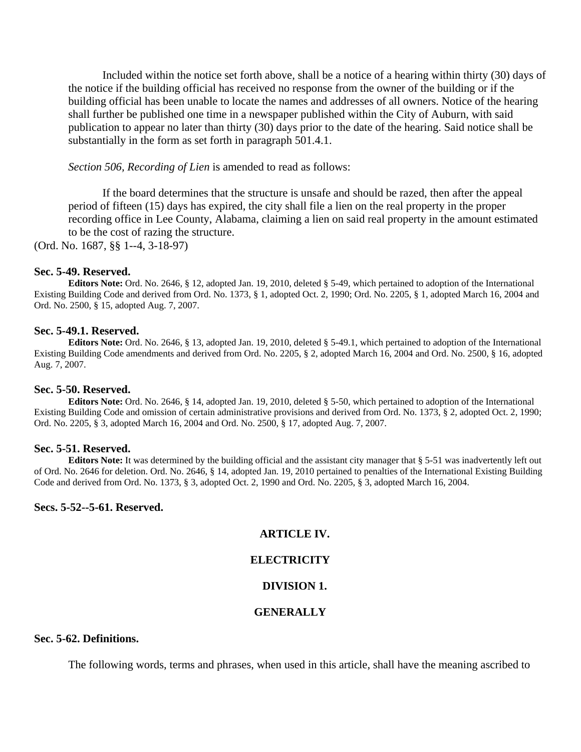Included within the notice set forth above, shall be a notice of a hearing within thirty (30) days of the notice if the building official has received no response from the owner of the building or if the building official has been unable to locate the names and addresses of all owners. Notice of the hearing shall further be published one time in a newspaper published within the City of Auburn, with said publication to appear no later than thirty (30) days prior to the date of the hearing. Said notice shall be substantially in the form as set forth in paragraph 501.4.1.

*Section 506, Recording of Lien* is amended to read as follows:

If the board determines that the structure is unsafe and should be razed, then after the appeal period of fifteen (15) days has expired, the city shall file a lien on the real property in the proper recording office in Lee County, Alabama, claiming a lien on said real property in the amount estimated to be the cost of razing the structure.

(Ord. No. 1687, §§ 1--4, 3-18-97)

### Sec. 5-49. Reserved.

**Editors Note:** Ord. No. 2646, § 12, adopted Jan. 19, 2010, deleted § 5-49, which pertained to adoption of the International Existing Building Code and derived from Ord. No. 1373, § 1, adopted Oct. 2, 1990; Ord. No. 2205, § 1, adopted March 16, 2004 and Ord. No. 2500, § 15, adopted Aug. 7, 2007.

### Sec. 5-49.1. Reserved.

**Editors Note:** Ord. No. 2646, § 13, adopted Jan. 19, 2010, deleted § 5-49.1, which pertained to adoption of the International Existing Building Code amendments and derived from Ord. No. 2205, § 2, adopted March 16, 2004 and Ord. No. 2500, § 16, adopted Aug. 7, 2007.

### Sec. 5-50. Reserved.

**Editors Note:** Ord. No. 2646, § 14, adopted Jan. 19, 2010, deleted § 5-50, which pertained to adoption of the International Existing Building Code and omission of certain administrative provisions and derived from Ord. No. 1373, § 2, adopted Oct. 2, 1990; Ord. No. 2205, § 3, adopted March 16, 2004 and Ord. No. 2500, § 17, adopted Aug. 7, 2007.

### Sec. 5-51. Reserved.

**Editors Note:** It was determined by the building official and the assistant city manager that § 5-51 was inadvertently left out of Ord. No. 2646 for deletion. Ord. No. 2646, § 14, adopted Jan. 19, 2010 pertained to penalties of the International Existing Building Code and derived from Ord. No. 1373, § 3, adopted Oct. 2, 1990 and Ord. No. 2205, § 3, adopted March 16, 2004.

### Secs. 5-52--5-61. Reserved.

## ARTICLE IV.

## ELECTRICITY

## DIVISION 1.

## GENERALLY

### Sec. 5-62. Definitions.

The following words, terms and phrases, when used in this article, shall have the meaning ascribed to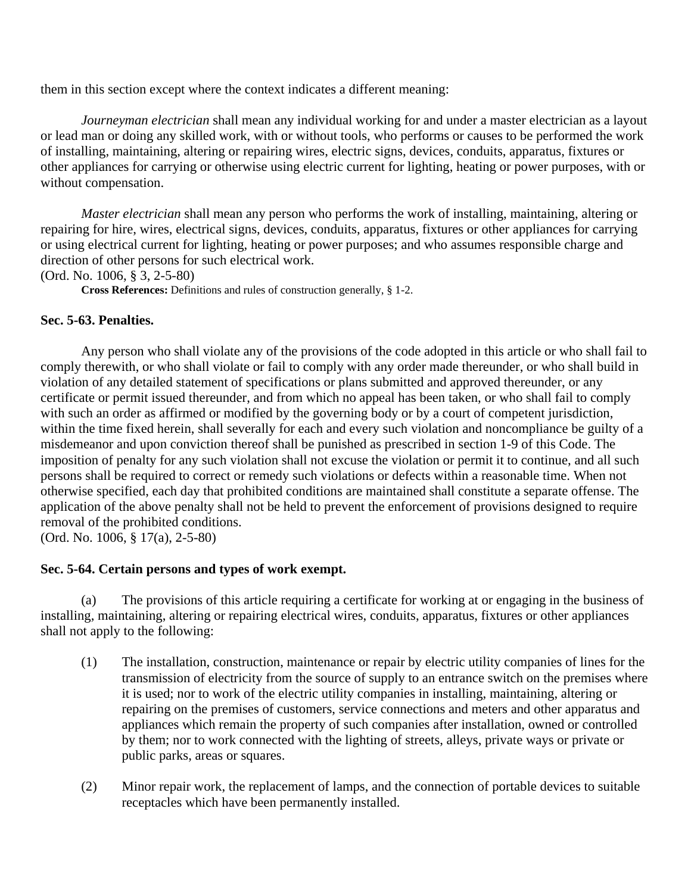them in this section except where the context indicates a different meaning:

*Journeyman electrician* shall mean any individual working for and under a master electrician as a layout or lead man or doing any skilled work, with or without tools, who performs or causes to be performed the work of installing, maintaining, altering or repairing wires, electric signs, devices, conduits, apparatus, fixtures or other appliances for carrying or otherwise using electric current for lighting, heating or power purposes, with or without compensation.

*Master electrician* shall mean any person who performs the work of installing, maintaining, altering or repairing for hire, wires, electrical signs, devices, conduits, apparatus, fixtures or other appliances for carrying or using electrical current for lighting, heating or power purposes; and who assumes responsible charge and direction of other persons for such electrical work.
(Ord. No. 1006, § 3, 2-5-80)

**Cross References:** Definitions and rules of construction generally, § 1-2.

### Sec. 5-63. Penalties.

Any person who shall violate any of the provisions of the code adopted in this article or who shall fail to comply therewith, or who shall violate or fail to comply with any order made thereunder, or who shall build in violation of any detailed statement of specifications or plans submitted and approved thereunder, or any certificate or permit issued thereunder, and from which no appeal has been taken, or who shall fail to comply with such an order as affirmed or modified by the governing body or by a court of competent jurisdiction, within the time fixed herein, shall severally for each and every such violation and noncompliance be guilty of a misdemeanor and upon conviction thereof shall be punished as prescribed in section 1-9 of this Code. The imposition of penalty for any such violation shall not excuse the violation or permit it to continue, and all such persons shall be required to correct or remedy such violations or defects within a reasonable time. When not otherwise specified, each day that prohibited conditions are maintained shall constitute a separate offense. The application of the above penalty shall not be held to prevent the enforcement of provisions designed to require removal of the prohibited conditions.
(Ord. No. 1006, § 17(a), 2-5-80)

### Sec. 5-64. Certain persons and types of work exempt.

(a) The provisions of this article requiring a certificate for working at or engaging in the business of installing, maintaining, altering or repairing electrical wires, conduits, apparatus, fixtures or other appliances shall not apply to the following:

(1) The installation, construction, maintenance or repair by electric utility companies of lines for the transmission of electricity from the source of supply to an entrance switch on the premises where it is used; nor to work of the electric utility companies in installing, maintaining, altering or repairing on the premises of customers, service connections and meters and other apparatus and appliances which remain the property of such companies after installation, owned or controlled by them; nor to work connected with the lighting of streets, alleys, private ways or private or public parks, areas or squares.

(2) Minor repair work, the replacement of lamps, and the connection of portable devices to suitable receptacles which have been permanently installed.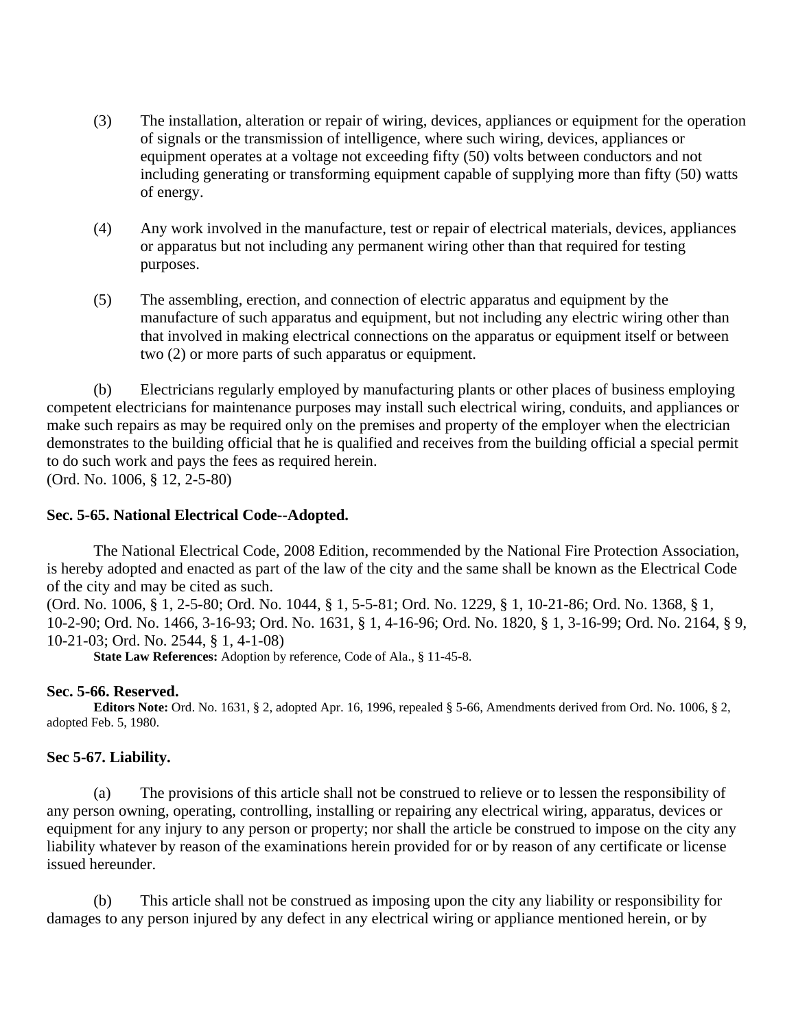(3) The installation, alteration or repair of wiring, devices, appliances or equipment for the operation of signals or the transmission of intelligence, where such wiring, devices, appliances or equipment operates at a voltage not exceeding fifty (50) volts between conductors and not including generating or transforming equipment capable of supplying more than fifty (50) watts of energy.

(4) Any work involved in the manufacture, test or repair of electrical materials, devices, appliances or apparatus but not including any permanent wiring other than that required for testing purposes.

(5) The assembling, erection, and connection of electric apparatus and equipment by the manufacture of such apparatus and equipment, but not including any electric wiring other than that involved in making electrical connections on the apparatus or equipment itself or between two (2) or more parts of such apparatus or equipment.

(b) Electricians regularly employed by manufacturing plants or other places of business employing competent electricians for maintenance purposes may install such electrical wiring, conduits, and appliances or make such repairs as may be required only on the premises and property of the employer when the electrician demonstrates to the building official that he is qualified and receives from the building official a special permit to do such work and pays the fees as required herein.
(Ord. No. 1006, § 12, 2-5-80)

**Sec. 5-65. National Electrical Code--Adopted.**

The National Electrical Code, 2008 Edition, recommended by the National Fire Protection Association, is hereby adopted and enacted as part of the law of the city and the same shall be known as the Electrical Code of the city and may be cited as such.
(Ord. No. 1006, § 1, 2-5-80; Ord. No. 1044, § 1, 5-5-81; Ord. No. 1229, § 1, 10-21-86; Ord. No. 1368, § 1, 10-2-90; Ord. No. 1466, 3-16-93; Ord. No. 1631, § 1, 4-16-96; Ord. No. 1820, § 1, 3-16-99; Ord. No. 2164, § 9, 10-21-03; Ord. No. 2544, § 1, 4-1-08)

**State Law References:** Adoption by reference, Code of Ala., § 11-45-8.

**Sec. 5-66. Reserved.**

**Editors Note:** Ord. No. 1631, § 2, adopted Apr. 16, 1996, repealed § 5-66, Amendments derived from Ord. No. 1006, § 2, adopted Feb. 5, 1980.

**Sec 5-67. Liability.**

(a) The provisions of this article shall not be construed to relieve or to lessen the responsibility of any person owning, operating, controlling, installing or repairing any electrical wiring, apparatus, devices or equipment for any injury to any person or property; nor shall the article be construed to impose on the city any liability whatever by reason of the examinations herein provided for or by reason of any certificate or license issued hereunder.

(b) This article shall not be construed as imposing upon the city any liability or responsibility for damages to any person injured by any defect in any electrical wiring or appliance mentioned herein, or by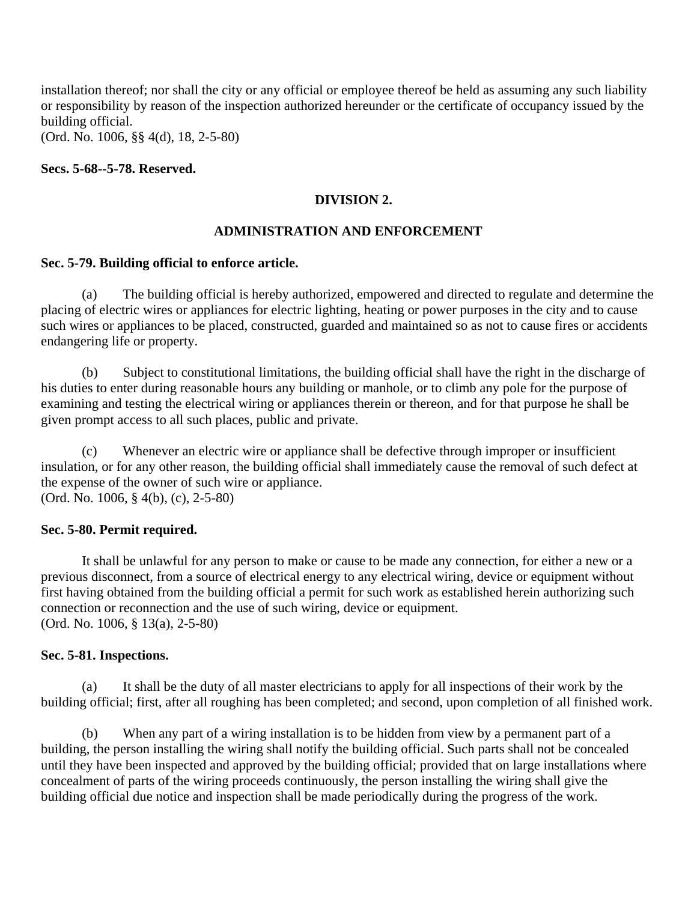installation thereof; nor shall the city or any official or employee thereof be held as assuming any such liability or responsibility by reason of the inspection authorized hereunder or the certificate of occupancy issued by the building official.
(Ord. No. 1006, §§ 4(d), 18, 2-5-80)

**Secs. 5-68--5-78. Reserved.**

## DIVISION 2.

## ADMINISTRATION AND ENFORCEMENT

**Sec. 5-79. Building official to enforce article.**

(a) The building official is hereby authorized, empowered and directed to regulate and determine the placing of electric wires or appliances for electric lighting, heating or power purposes in the city and to cause such wires or appliances to be placed, constructed, guarded and maintained so as not to cause fires or accidents endangering life or property.

(b) Subject to constitutional limitations, the building official shall have the right in the discharge of his duties to enter during reasonable hours any building or manhole, or to climb any pole for the purpose of examining and testing the electrical wiring or appliances therein or thereon, and for that purpose he shall be given prompt access to all such places, public and private.

(c) Whenever an electric wire or appliance shall be defective through improper or insufficient insulation, or for any other reason, the building official shall immediately cause the removal of such defect at the expense of the owner of such wire or appliance.
(Ord. No. 1006, § 4(b), (c), 2-5-80)

**Sec. 5-80. Permit required.**

It shall be unlawful for any person to make or cause to be made any connection, for either a new or a previous disconnect, from a source of electrical energy to any electrical wiring, device or equipment without first having obtained from the building official a permit for such work as established herein authorizing such connection or reconnection and the use of such wiring, device or equipment.
(Ord. No. 1006, § 13(a), 2-5-80)

**Sec. 5-81. Inspections.**

(a) It shall be the duty of all master electricians to apply for all inspections of their work by the building official; first, after all roughing has been completed; and second, upon completion of all finished work.

(b) When any part of a wiring installation is to be hidden from view by a permanent part of a building, the person installing the wiring shall notify the building official. Such parts shall not be concealed until they have been inspected and approved by the building official; provided that on large installations where concealment of parts of the wiring proceeds continuously, the person installing the wiring shall give the building official due notice and inspection shall be made periodically during the progress of the work.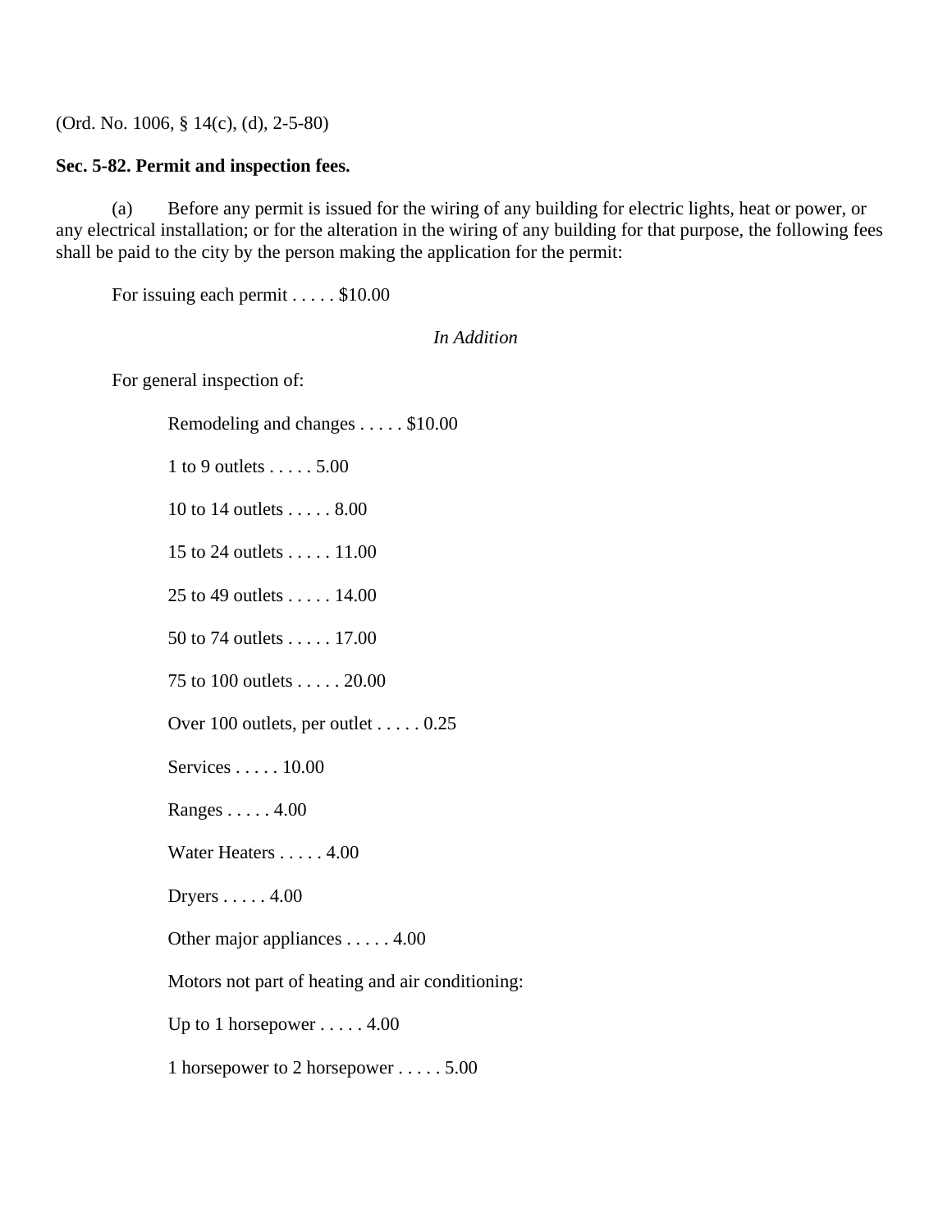(Ord. No. 1006, § 14(c), (d), 2-5-80)

**Sec. 5-82. Permit and inspection fees.**

(a) Before any permit is issued for the wiring of any building for electric lights, heat or power, or any electrical installation; or for the alteration in the wiring of any building for that purpose, the following fees shall be paid to the city by the person making the application for the permit:

For issuing each permit . . . . . $10.00

*In Addition*

For general inspection of:

Remodeling and changes . . . . . $10.00

1 to 9 outlets . . . . . 5.00

10 to 14 outlets . . . . . 8.00

15 to 24 outlets . . . . . 11.00

25 to 49 outlets . . . . . 14.00

50 to 74 outlets . . . . . 17.00

75 to 100 outlets . . . . . 20.00

Over 100 outlets, per outlet . . . . . 0.25

Services . . . . . 10.00

Ranges . . . . . 4.00

Water Heaters . . . . . 4.00

Dryers . . . . . 4.00

Other major appliances . . . . . 4.00

Motors not part of heating and air conditioning:

Up to 1 horsepower . . . . . 4.00

1 horsepower to 2 horsepower . . . . . 5.00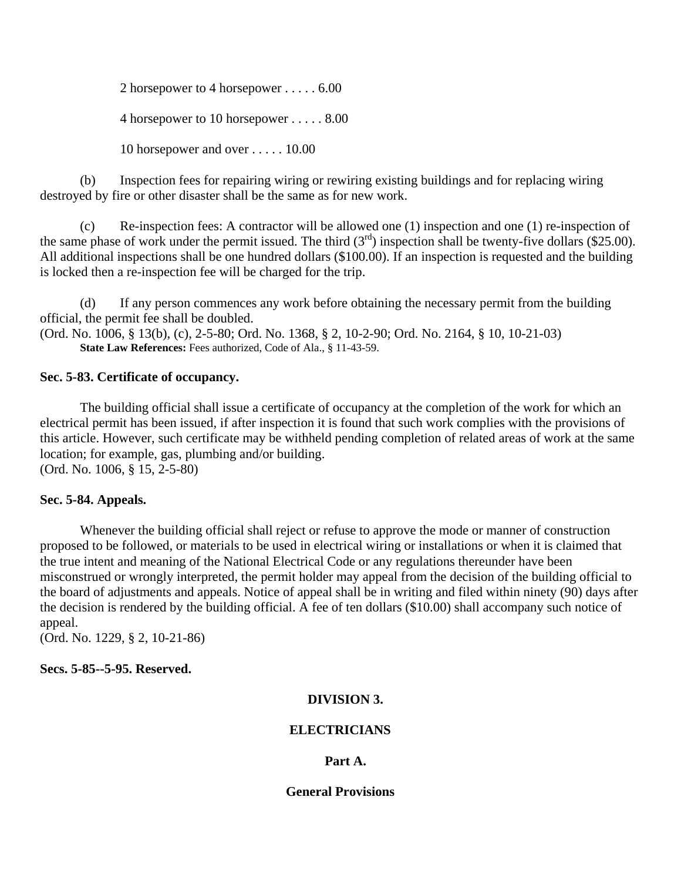2 horsepower to 4 horsepower . . . . . 6.00

4 horsepower to 10 horsepower . . . . . 8.00

10 horsepower and over . . . . . 10.00

(b) Inspection fees for repairing wiring or rewiring existing buildings and for replacing wiring destroyed by fire or other disaster shall be the same as for new work.

(c) Re-inspection fees: A contractor will be allowed one (1) inspection and one (1) re-inspection of the same phase of work under the permit issued. The third (3rd) inspection shall be twenty-five dollars ($25.00). All additional inspections shall be one hundred dollars ($100.00). If an inspection is requested and the building is locked then a re-inspection fee will be charged for the trip.

(d) If any person commences any work before obtaining the necessary permit from the building official, the permit fee shall be doubled.
(Ord. No. 1006, § 13(b), (c), 2-5-80; Ord. No. 1368, § 2, 10-2-90; Ord. No. 2164, § 10, 10-21-03)

**State Law References:** Fees authorized, Code of Ala., § 11-43-59.

**Sec. 5-83. Certificate of occupancy.**

The building official shall issue a certificate of occupancy at the completion of the work for which an electrical permit has been issued, if after inspection it is found that such work complies with the provisions of this article. However, such certificate may be withheld pending completion of related areas of work at the same location; for example, gas, plumbing and/or building.
(Ord. No. 1006, § 15, 2-5-80)

**Sec. 5-84. Appeals.**

Whenever the building official shall reject or refuse to approve the mode or manner of construction proposed to be followed, or materials to be used in electrical wiring or installations or when it is claimed that the true intent and meaning of the National Electrical Code or any regulations thereunder have been misconstrued or wrongly interpreted, the permit holder may appeal from the decision of the building official to the board of adjustments and appeals. Notice of appeal shall be in writing and filed within ninety (90) days after the decision is rendered by the building official. A fee of ten dollars ($10.00) shall accompany such notice of appeal.
(Ord. No. 1229, § 2, 10-21-86)

**Secs. 5-85--5-95. Reserved.**

## DIVISION 3.

## ELECTRICIANS

### Part A.

### General Provisions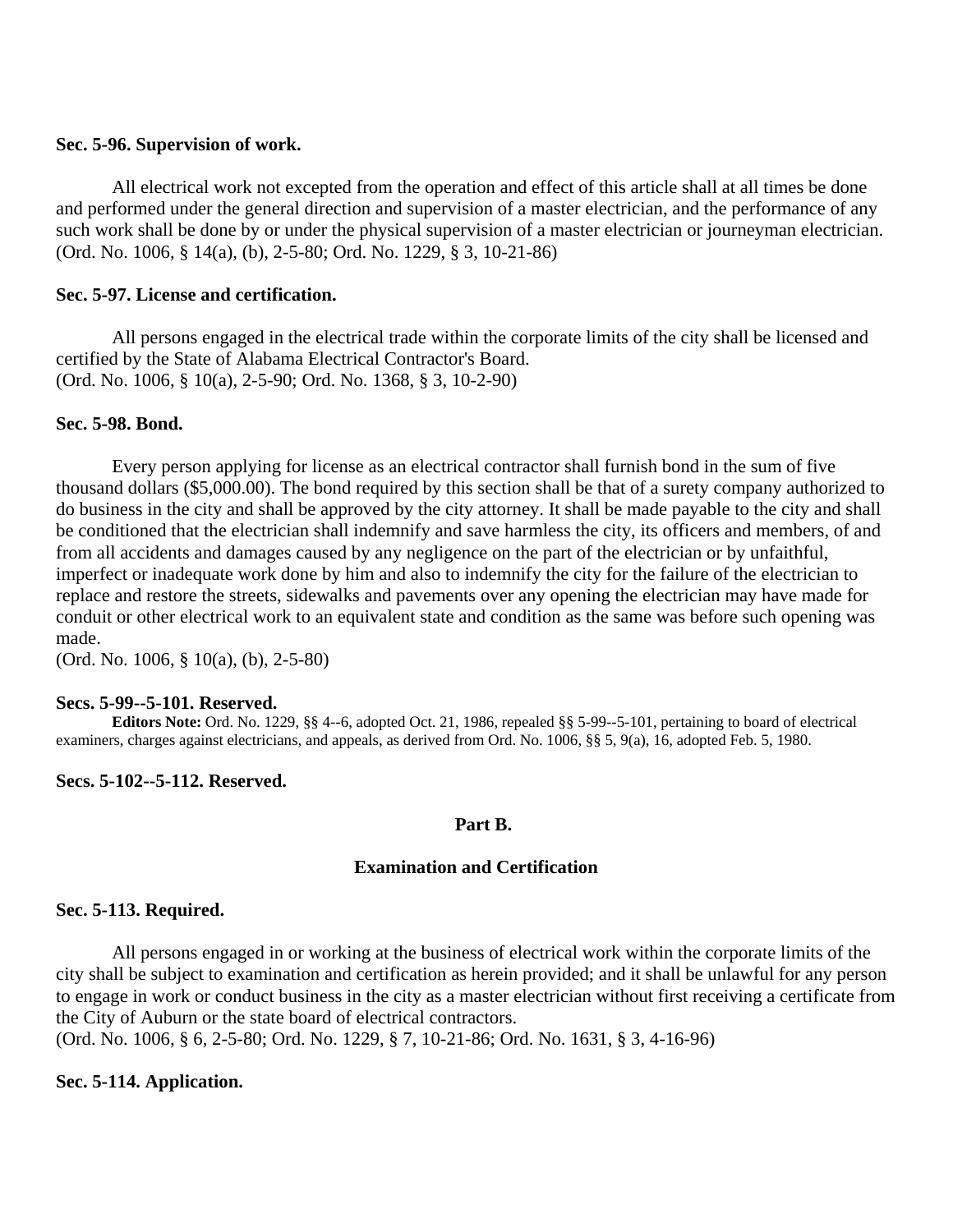**Sec. 5-96. Supervision of work.**

All electrical work not excepted from the operation and effect of this article shall at all times be done and performed under the general direction and supervision of a master electrician, and the performance of any such work shall be done by or under the physical supervision of a master electrician or journeyman electrician.
(Ord. No. 1006, § 14(a), (b), 2-5-80; Ord. No. 1229, § 3, 10-21-86)

**Sec. 5-97. License and certification.**

All persons engaged in the electrical trade within the corporate limits of the city shall be licensed and certified by the State of Alabama Electrical Contractor's Board.
(Ord. No. 1006, § 10(a), 2-5-90; Ord. No. 1368, § 3, 10-2-90)

**Sec. 5-98. Bond.**

Every person applying for license as an electrical contractor shall furnish bond in the sum of five thousand dollars ($5,000.00). The bond required by this section shall be that of a surety company authorized to do business in the city and shall be approved by the city attorney. It shall be made payable to the city and shall be conditioned that the electrician shall indemnify and save harmless the city, its officers and members, of and from all accidents and damages caused by any negligence on the part of the electrician or by unfaithful, imperfect or inadequate work done by him and also to indemnify the city for the failure of the electrician to replace and restore the streets, sidewalks and pavements over any opening the electrician may have made for conduit or other electrical work to an equivalent state and condition as the same was before such opening was made.
(Ord. No. 1006, § 10(a), (b), 2-5-80)

**Secs. 5-99--5-101. Reserved.**

**Editors Note:** Ord. No. 1229, §§ 4--6, adopted Oct. 21, 1986, repealed §§ 5-99--5-101, pertaining to board of electrical examiners, charges against electricians, and appeals, as derived from Ord. No. 1006, §§ 5, 9(a), 16, adopted Feb. 5, 1980.

**Secs. 5-102--5-112. Reserved.**

## Part B.

## Examination and Certification

**Sec. 5-113. Required.**

All persons engaged in or working at the business of electrical work within the corporate limits of the city shall be subject to examination and certification as herein provided; and it shall be unlawful for any person to engage in work or conduct business in the city as a master electrician without first receiving a certificate from the City of Auburn or the state board of electrical contractors.
(Ord. No. 1006, § 6, 2-5-80; Ord. No. 1229, § 7, 10-21-86; Ord. No. 1631, § 3, 4-16-96)

**Sec. 5-114. Application.**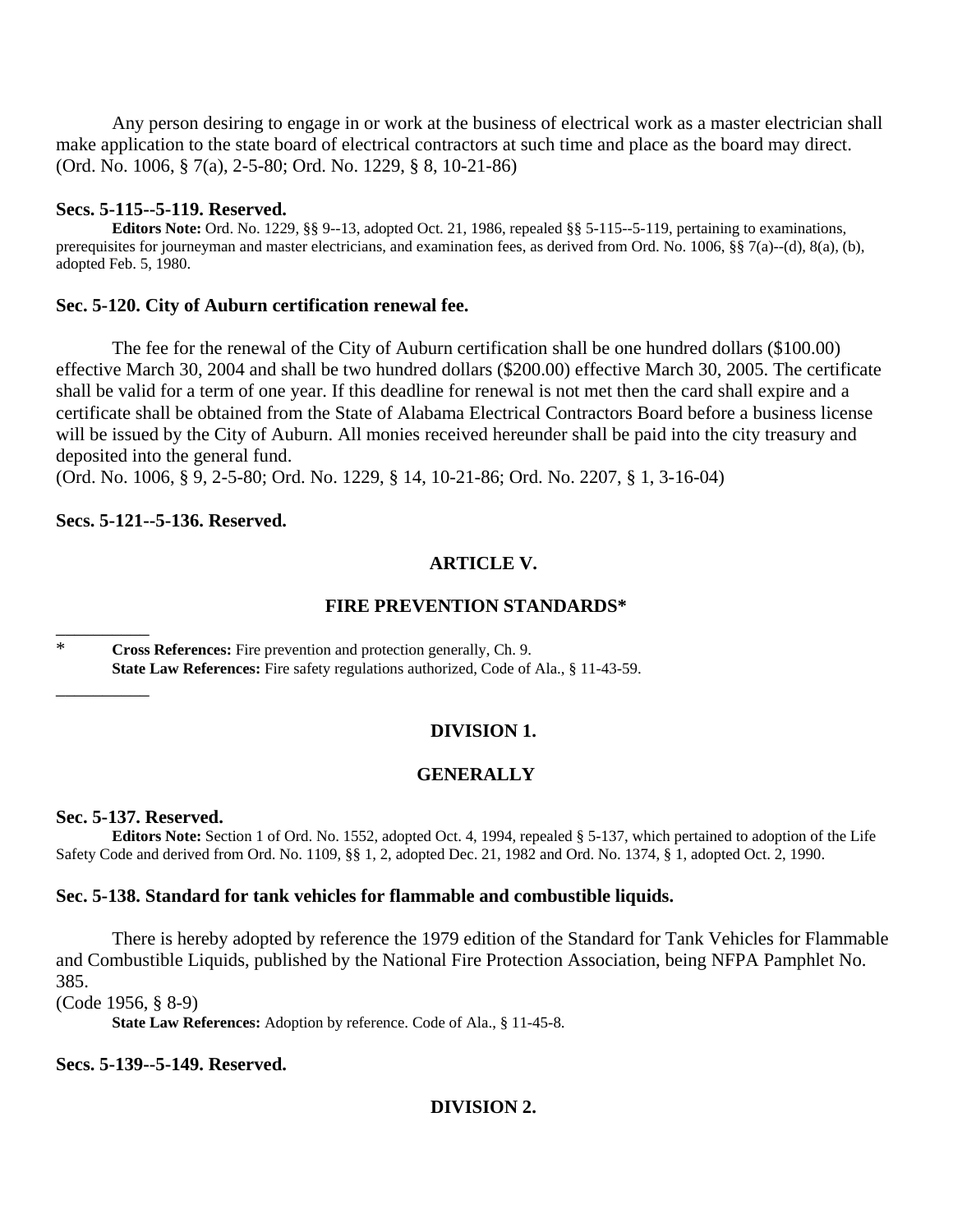Any person desiring to engage in or work at the business of electrical work as a master electrician shall make application to the state board of electrical contractors at such time and place as the board may direct.
(Ord. No. 1006, § 7(a), 2-5-80; Ord. No. 1229, § 8, 10-21-86)

**Secs. 5-115--5-119. Reserved.**

**Editors Note:** Ord. No. 1229, §§ 9--13, adopted Oct. 21, 1986, repealed §§ 5-115--5-119, pertaining to examinations, prerequisites for journeyman and master electricians, and examination fees, as derived from Ord. No. 1006, §§ 7(a)--(d), 8(a), (b), adopted Feb. 5, 1980.

**Sec. 5-120. City of Auburn certification renewal fee.**

The fee for the renewal of the City of Auburn certification shall be one hundred dollars ($100.00) effective March 30, 2004 and shall be two hundred dollars ($200.00) effective March 30, 2005. The certificate shall be valid for a term of one year. If this deadline for renewal is not met then the card shall expire and a certificate shall be obtained from the State of Alabama Electrical Contractors Board before a business license will be issued by the City of Auburn. All monies received hereunder shall be paid into the city treasury and deposited into the general fund.
(Ord. No. 1006, § 9, 2-5-80; Ord. No. 1229, § 14, 10-21-86; Ord. No. 2207, § 1, 3-16-04)

**Secs. 5-121--5-136. Reserved.**

## ARTICLE V.

## FIRE PREVENTION STANDARDS*

\* **Cross References:** Fire prevention and protection generally, Ch. 9.
**State Law References:** Fire safety regulations authorized, Code of Ala., § 11-43-59.

### DIVISION 1.

### GENERALLY

**Sec. 5-137. Reserved.**

**Editors Note:** Section 1 of Ord. No. 1552, adopted Oct. 4, 1994, repealed § 5-137, which pertained to adoption of the Life Safety Code and derived from Ord. No. 1109, §§ 1, 2, adopted Dec. 21, 1982 and Ord. No. 1374, § 1, adopted Oct. 2, 1990.

**Sec. 5-138. Standard for tank vehicles for flammable and combustible liquids.**

There is hereby adopted by reference the 1979 edition of the Standard for Tank Vehicles for Flammable and Combustible Liquids, published by the National Fire Protection Association, being NFPA Pamphlet No. 385.
(Code 1956, § 8-9)

**State Law References:** Adoption by reference. Code of Ala., § 11-45-8.

**Secs. 5-139--5-149. Reserved.**

### DIVISION 2.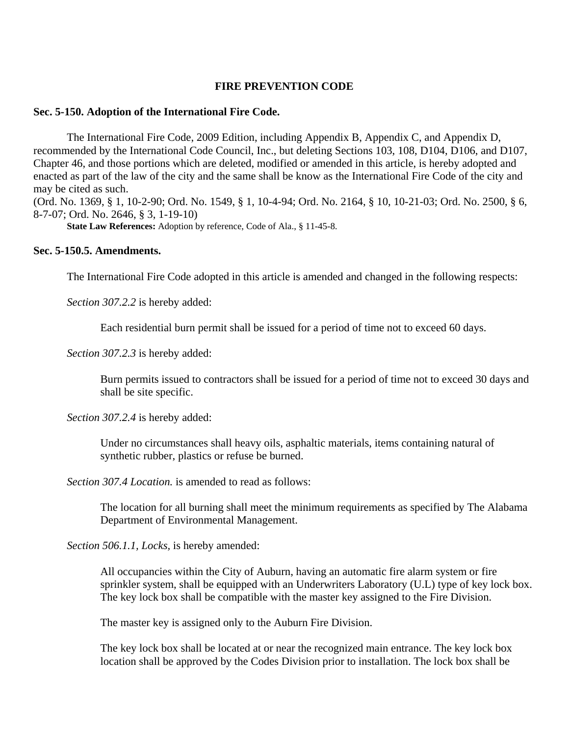## FIRE PREVENTION CODE

### Sec. 5-150. Adoption of the International Fire Code.

The International Fire Code, 2009 Edition, including Appendix B, Appendix C, and Appendix D, recommended by the International Code Council, Inc., but deleting Sections 103, 108, D104, D106, and D107, Chapter 46, and those portions which are deleted, modified or amended in this article, is hereby adopted and enacted as part of the law of the city and the same shall be know as the International Fire Code of the city and may be cited as such.

(Ord. No. 1369, § 1, 10-2-90; Ord. No. 1549, § 1, 10-4-94; Ord. No. 2164, § 10, 10-21-03; Ord. No. 2500, § 6, 8-7-07; Ord. No. 2646, § 3, 1-19-10)

**State Law References:** Adoption by reference, Code of Ala., § 11-45-8.

### Sec. 5-150.5. Amendments.

The International Fire Code adopted in this article is amended and changed in the following respects:

*Section 307.2.2* is hereby added:

> Each residential burn permit shall be issued for a period of time not to exceed 60 days.

*Section 307.2.3* is hereby added:

> Burn permits issued to contractors shall be issued for a period of time not to exceed 30 days and shall be site specific.

*Section 307.2.4* is hereby added:

> Under no circumstances shall heavy oils, asphaltic materials, items containing natural of synthetic rubber, plastics or refuse be burned.

*Section 307.4 Location.* is amended to read as follows:

> The location for all burning shall meet the minimum requirements as specified by The Alabama Department of Environmental Management.

*Section 506.1.1, Locks,* is hereby amended:

> All occupancies within the City of Auburn, having an automatic fire alarm system or fire sprinkler system, shall be equipped with an Underwriters Laboratory (U.L) type of key lock box. The key lock box shall be compatible with the master key assigned to the Fire Division.
>
> The master key is assigned only to the Auburn Fire Division.
>
> The key lock box shall be located at or near the recognized main entrance. The key lock box location shall be approved by the Codes Division prior to installation. The lock box shall be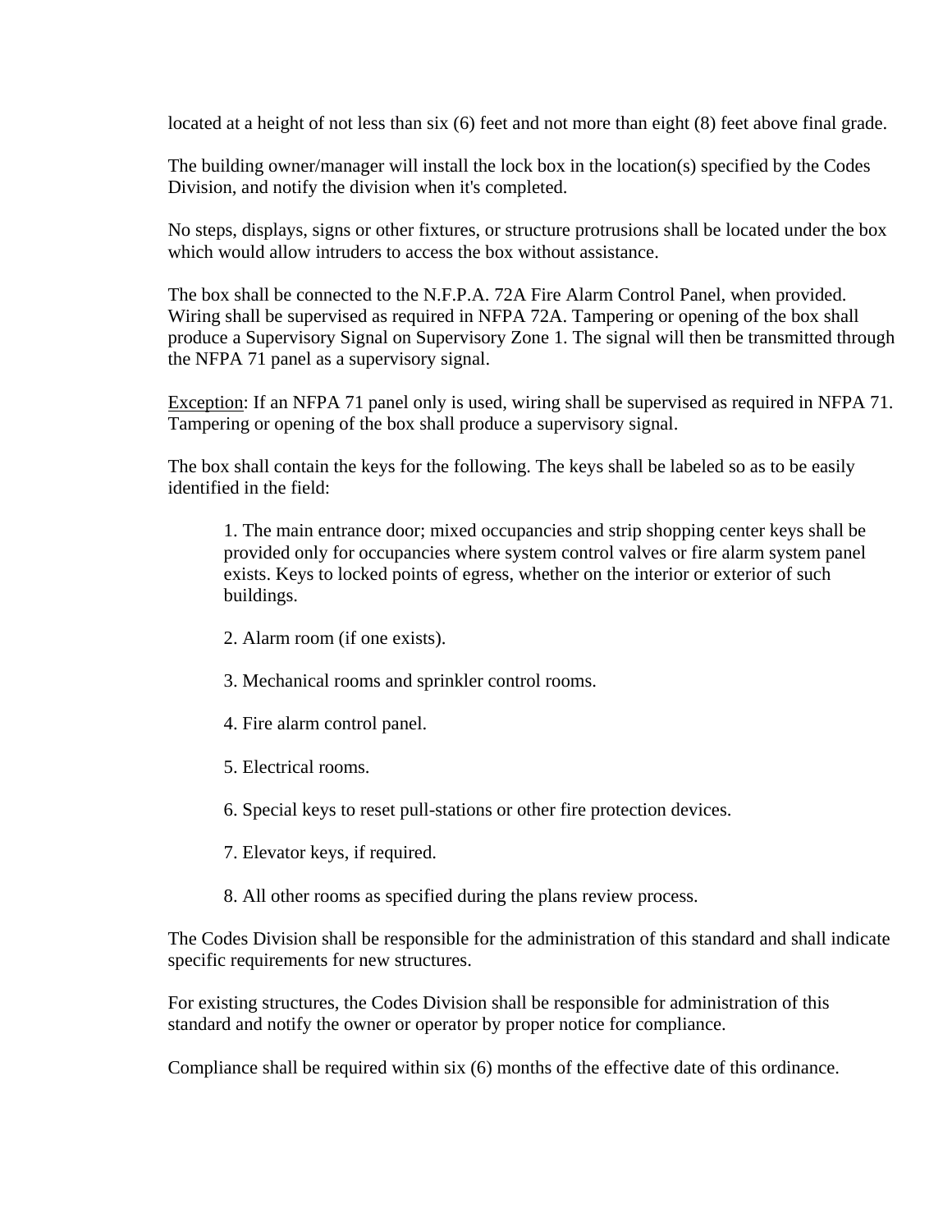located at a height of not less than six (6) feet and not more than eight (8) feet above final grade.

The building owner/manager will install the lock box in the location(s) specified by the Codes Division, and notify the division when it's completed.

No steps, displays, signs or other fixtures, or structure protrusions shall be located under the box which would allow intruders to access the box without assistance.

The box shall be connected to the N.F.P.A. 72A Fire Alarm Control Panel, when provided. Wiring shall be supervised as required in NFPA 72A. Tampering or opening of the box shall produce a Supervisory Signal on Supervisory Zone 1. The signal will then be transmitted through the NFPA 71 panel as a supervisory signal.

<u>Exception</u>: If an NFPA 71 panel only is used, wiring shall be supervised as required in NFPA 71. Tampering or opening of the box shall produce a supervisory signal.

The box shall contain the keys for the following. The keys shall be labeled so as to be easily identified in the field:

> 1. The main entrance door; mixed occupancies and strip shopping center keys shall be provided only for occupancies where system control valves or fire alarm system panel exists. Keys to locked points of egress, whether on the interior or exterior of such buildings.
>
> 2. Alarm room (if one exists).
>
> 3. Mechanical rooms and sprinkler control rooms.
>
> 4. Fire alarm control panel.
>
> 5. Electrical rooms.
>
> 6. Special keys to reset pull-stations or other fire protection devices.
>
> 7. Elevator keys, if required.
>
> 8. All other rooms as specified during the plans review process.

The Codes Division shall be responsible for the administration of this standard and shall indicate specific requirements for new structures.

For existing structures, the Codes Division shall be responsible for administration of this standard and notify the owner or operator by proper notice for compliance.

Compliance shall be required within six (6) months of the effective date of this ordinance.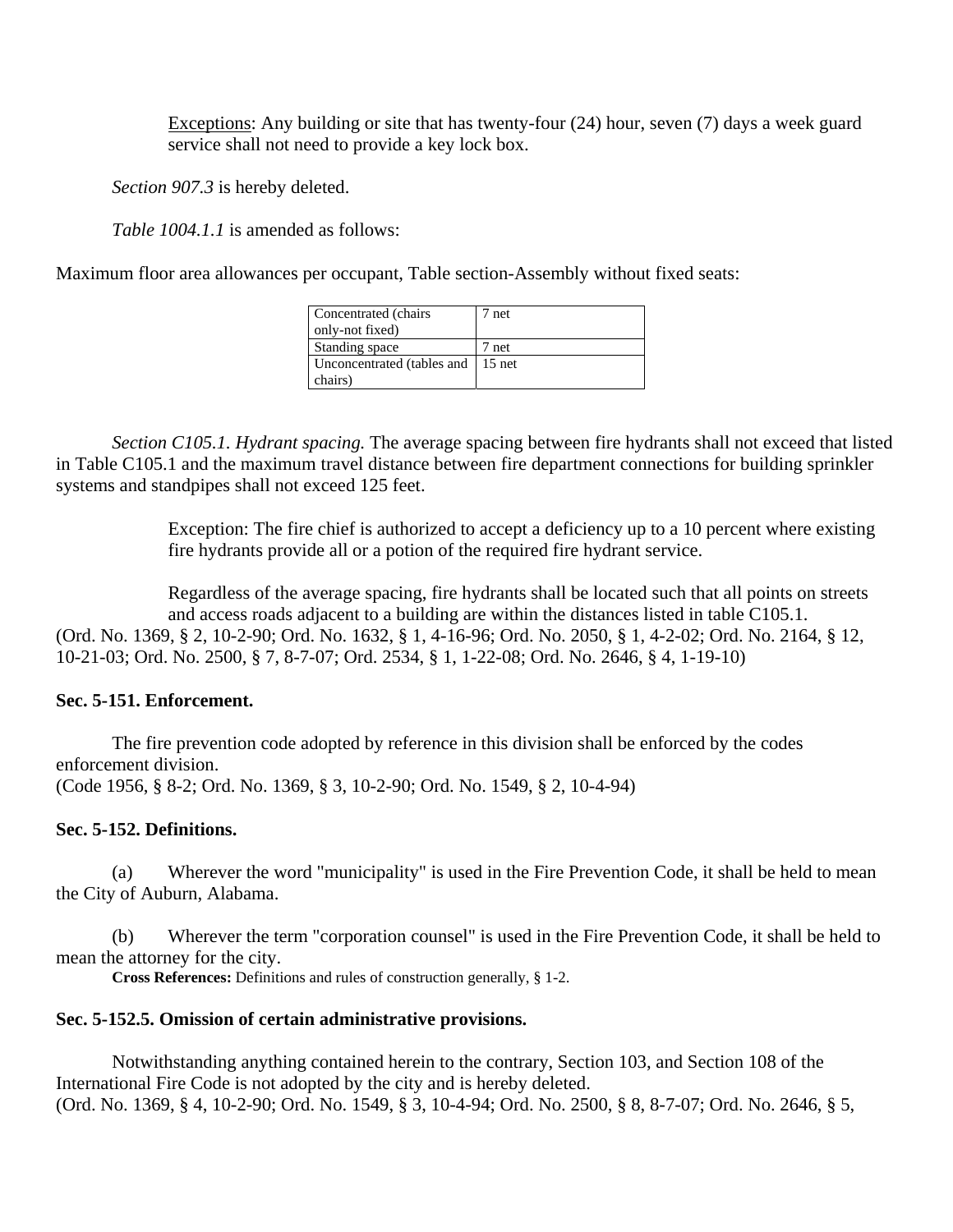Exceptions: Any building or site that has twenty-four (24) hour, seven (7) days a week guard service shall not need to provide a key lock box.

*Section 907.3* is hereby deleted.

*Table 1004.1.1* is amended as follows:

Maximum floor area allowances per occupant, Table section-Assembly without fixed seats:

| | |
|---|---|
| Concentrated (chairs only-not fixed) | 7 net |
| Standing space | 7 net |
| Unconcentrated (tables and chairs) | 15 net |

*Section C105.1. Hydrant spacing.* The average spacing between fire hydrants shall not exceed that listed in Table C105.1 and the maximum travel distance between fire department connections for building sprinkler systems and standpipes shall not exceed 125 feet.

Exception: The fire chief is authorized to accept a deficiency up to a 10 percent where existing fire hydrants provide all or a potion of the required fire hydrant service.

Regardless of the average spacing, fire hydrants shall be located such that all points on streets and access roads adjacent to a building are within the distances listed in table C105.1.

(Ord. No. 1369, § 2, 10-2-90; Ord. No. 1632, § 1, 4-16-96; Ord. No. 2050, § 1, 4-2-02; Ord. No. 2164, § 12, 10-21-03; Ord. No. 2500, § 7, 8-7-07; Ord. 2534, § 1, 1-22-08; Ord. No. 2646, § 4, 1-19-10)

**Sec. 5-151. Enforcement.**

The fire prevention code adopted by reference in this division shall be enforced by the codes enforcement division.

(Code 1956, § 8-2; Ord. No. 1369, § 3, 10-2-90; Ord. No. 1549, § 2, 10-4-94)

**Sec. 5-152. Definitions.**

(a) Wherever the word "municipality" is used in the Fire Prevention Code, it shall be held to mean the City of Auburn, Alabama.

(b) Wherever the term "corporation counsel" is used in the Fire Prevention Code, it shall be held to mean the attorney for the city.

**Cross References:** Definitions and rules of construction generally, § 1-2.

**Sec. 5-152.5. Omission of certain administrative provisions.**

Notwithstanding anything contained herein to the contrary, Section 103, and Section 108 of the International Fire Code is not adopted by the city and is hereby deleted.

(Ord. No. 1369, § 4, 10-2-90; Ord. No. 1549, § 3, 10-4-94; Ord. No. 2500, § 8, 8-7-07; Ord. No. 2646, § 5,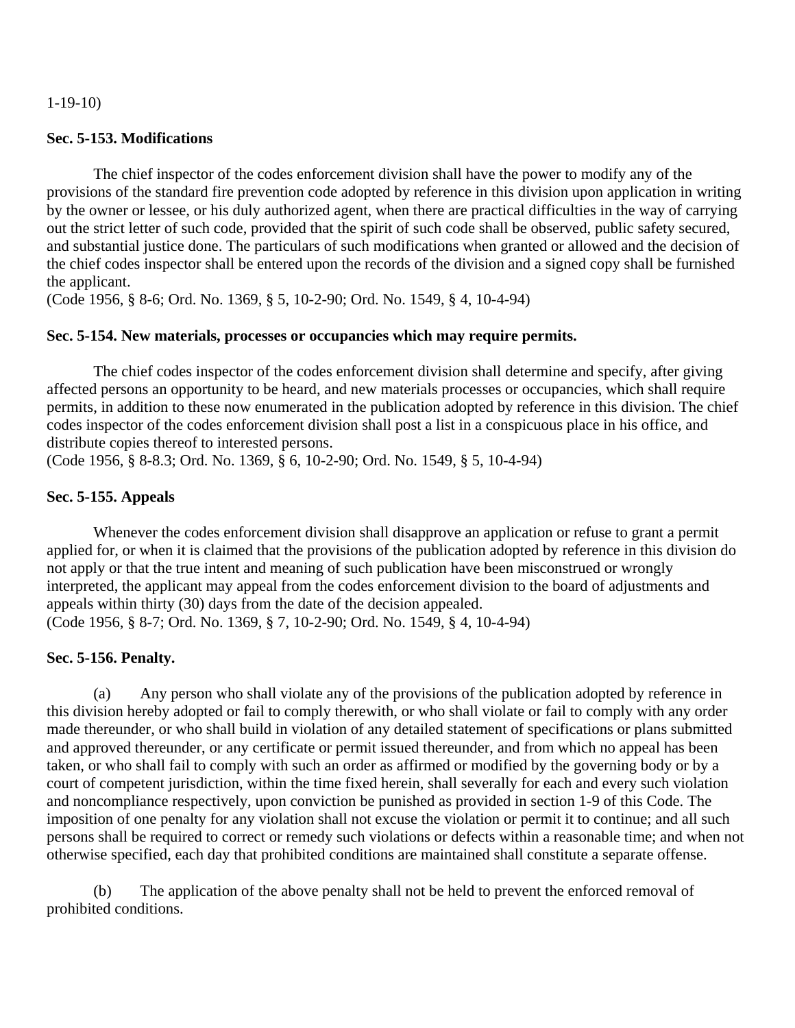1-19-10)

**Sec. 5-153. Modifications**

The chief inspector of the codes enforcement division shall have the power to modify any of the provisions of the standard fire prevention code adopted by reference in this division upon application in writing by the owner or lessee, or his duly authorized agent, when there are practical difficulties in the way of carrying out the strict letter of such code, provided that the spirit of such code shall be observed, public safety secured, and substantial justice done. The particulars of such modifications when granted or allowed and the decision of the chief codes inspector shall be entered upon the records of the division and a signed copy shall be furnished the applicant.
(Code 1956, § 8-6; Ord. No. 1369, § 5, 10-2-90; Ord. No. 1549, § 4, 10-4-94)

**Sec. 5-154. New materials, processes or occupancies which may require permits.**

The chief codes inspector of the codes enforcement division shall determine and specify, after giving affected persons an opportunity to be heard, and new materials processes or occupancies, which shall require permits, in addition to these now enumerated in the publication adopted by reference in this division. The chief codes inspector of the codes enforcement division shall post a list in a conspicuous place in his office, and distribute copies thereof to interested persons.
(Code 1956, § 8-8.3; Ord. No. 1369, § 6, 10-2-90; Ord. No. 1549, § 5, 10-4-94)

**Sec. 5-155. Appeals**

Whenever the codes enforcement division shall disapprove an application or refuse to grant a permit applied for, or when it is claimed that the provisions of the publication adopted by reference in this division do not apply or that the true intent and meaning of such publication have been misconstrued or wrongly interpreted, the applicant may appeal from the codes enforcement division to the board of adjustments and appeals within thirty (30) days from the date of the decision appealed.
(Code 1956, § 8-7; Ord. No. 1369, § 7, 10-2-90; Ord. No. 1549, § 4, 10-4-94)

**Sec. 5-156. Penalty.**

(a) Any person who shall violate any of the provisions of the publication adopted by reference in this division hereby adopted or fail to comply therewith, or who shall violate or fail to comply with any order made thereunder, or who shall build in violation of any detailed statement of specifications or plans submitted and approved thereunder, or any certificate or permit issued thereunder, and from which no appeal has been taken, or who shall fail to comply with such an order as affirmed or modified by the governing body or by a court of competent jurisdiction, within the time fixed herein, shall severally for each and every such violation and noncompliance respectively, upon conviction be punished as provided in section 1-9 of this Code. The imposition of one penalty for any violation shall not excuse the violation or permit it to continue; and all such persons shall be required to correct or remedy such violations or defects within a reasonable time; and when not otherwise specified, each day that prohibited conditions are maintained shall constitute a separate offense.

(b) The application of the above penalty shall not be held to prevent the enforced removal of prohibited conditions.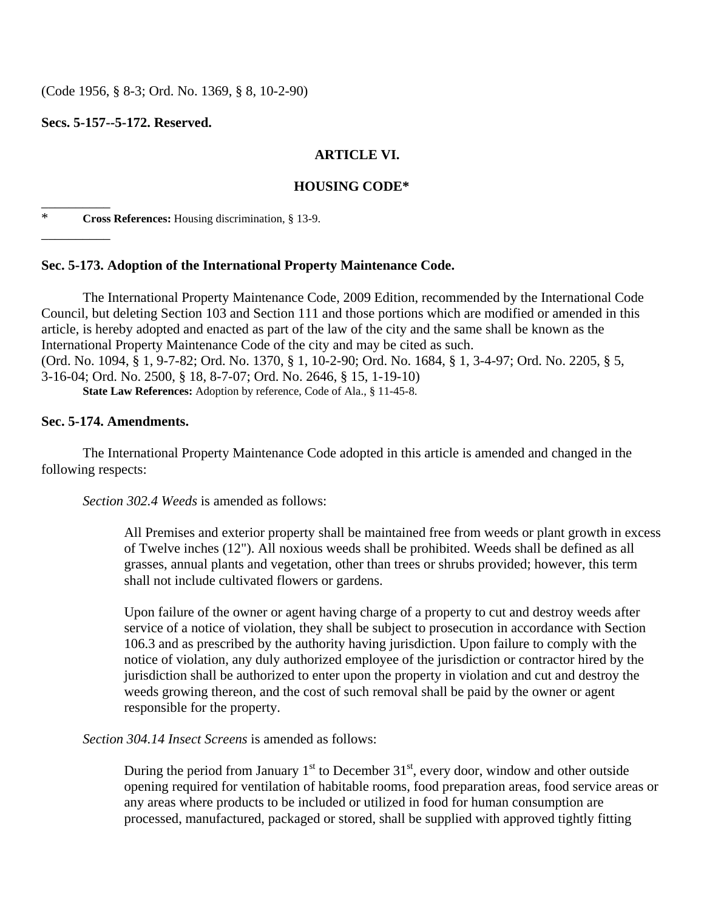(Code 1956, § 8-3; Ord. No. 1369, § 8, 10-2-90)

**Secs. 5-157--5-172. Reserved.**

## ARTICLE VI.

## HOUSING CODE*

\* **Cross References:** Housing discrimination, § 13-9.

### Sec. 5-173. Adoption of the International Property Maintenance Code.

The International Property Maintenance Code, 2009 Edition, recommended by the International Code Council, but deleting Section 103 and Section 111 and those portions which are modified or amended in this article, is hereby adopted and enacted as part of the law of the city and the same shall be known as the International Property Maintenance Code of the city and may be cited as such.
(Ord. No. 1094, § 1, 9-7-82; Ord. No. 1370, § 1, 10-2-90; Ord. No. 1684, § 1, 3-4-97; Ord. No. 2205, § 5, 3-16-04; Ord. No. 2500, § 18, 8-7-07; Ord. No. 2646, § 15, 1-19-10)

**State Law References:** Adoption by reference, Code of Ala., § 11-45-8.

### Sec. 5-174. Amendments.

The International Property Maintenance Code adopted in this article is amended and changed in the following respects:

*Section 302.4 Weeds* is amended as follows:

> All Premises and exterior property shall be maintained free from weeds or plant growth in excess of Twelve inches (12"). All noxious weeds shall be prohibited. Weeds shall be defined as all grasses, annual plants and vegetation, other than trees or shrubs provided; however, this term shall not include cultivated flowers or gardens.
>
> Upon failure of the owner or agent having charge of a property to cut and destroy weeds after service of a notice of violation, they shall be subject to prosecution in accordance with Section 106.3 and as prescribed by the authority having jurisdiction. Upon failure to comply with the notice of violation, any duly authorized employee of the jurisdiction or contractor hired by the jurisdiction shall be authorized to enter upon the property in violation and cut and destroy the weeds growing thereon, and the cost of such removal shall be paid by the owner or agent responsible for the property.

*Section 304.14 Insect Screens* is amended as follows:

> During the period from January 1st to December 31st, every door, window and other outside opening required for ventilation of habitable rooms, food preparation areas, food service areas or any areas where products to be included or utilized in food for human consumption are processed, manufactured, packaged or stored, shall be supplied with approved tightly fitting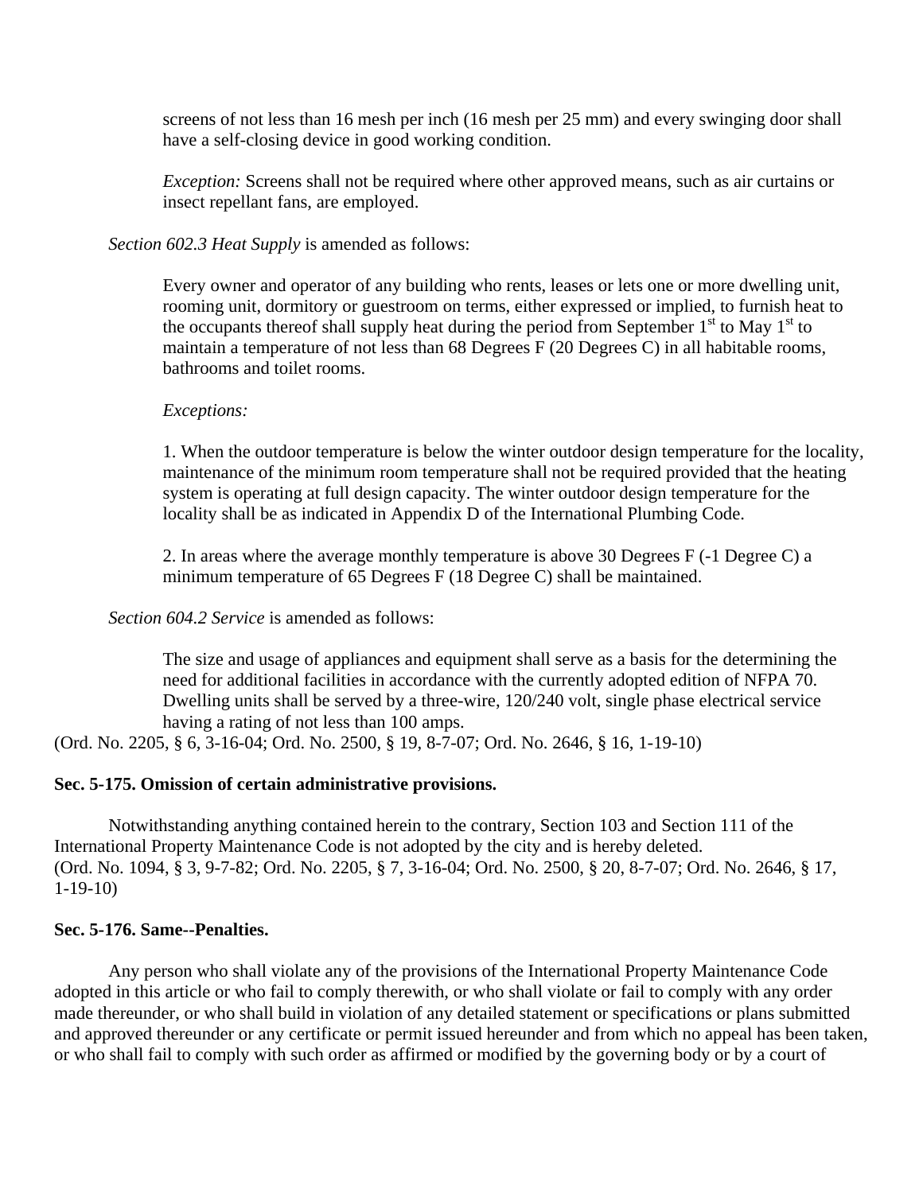screens of not less than 16 mesh per inch (16 mesh per 25 mm) and every swinging door shall have a self-closing device in good working condition.

*Exception:* Screens shall not be required where other approved means, such as air curtains or insect repellant fans, are employed.

*Section 602.3 Heat Supply* is amended as follows:

Every owner and operator of any building who rents, leases or lets one or more dwelling unit, rooming unit, dormitory or guestroom on terms, either expressed or implied, to furnish heat to the occupants thereof shall supply heat during the period from September 1st to May 1st to maintain a temperature of not less than 68 Degrees F (20 Degrees C) in all habitable rooms, bathrooms and toilet rooms.

*Exceptions:*

1. When the outdoor temperature is below the winter outdoor design temperature for the locality, maintenance of the minimum room temperature shall not be required provided that the heating system is operating at full design capacity. The winter outdoor design temperature for the locality shall be as indicated in Appendix D of the International Plumbing Code.

2. In areas where the average monthly temperature is above 30 Degrees F (-1 Degree C) a minimum temperature of 65 Degrees F (18 Degree C) shall be maintained.

*Section 604.2 Service* is amended as follows:

The size and usage of appliances and equipment shall serve as a basis for the determining the need for additional facilities in accordance with the currently adopted edition of NFPA 70. Dwelling units shall be served by a three-wire, 120/240 volt, single phase electrical service having a rating of not less than 100 amps.

(Ord. No. 2205, § 6, 3-16-04; Ord. No. 2500, § 19, 8-7-07; Ord. No. 2646, § 16, 1-19-10)

**Sec. 5-175. Omission of certain administrative provisions.**

Notwithstanding anything contained herein to the contrary, Section 103 and Section 111 of the International Property Maintenance Code is not adopted by the city and is hereby deleted.
(Ord. No. 1094, § 3, 9-7-82; Ord. No. 2205, § 7, 3-16-04; Ord. No. 2500, § 20, 8-7-07; Ord. No. 2646, § 17, 1-19-10)

**Sec. 5-176. Same--Penalties.**

Any person who shall violate any of the provisions of the International Property Maintenance Code adopted in this article or who fail to comply therewith, or who shall violate or fail to comply with any order made thereunder, or who shall build in violation of any detailed statement or specifications or plans submitted and approved thereunder or any certificate or permit issued hereunder and from which no appeal has been taken, or who shall fail to comply with such order as affirmed or modified by the governing body or by a court of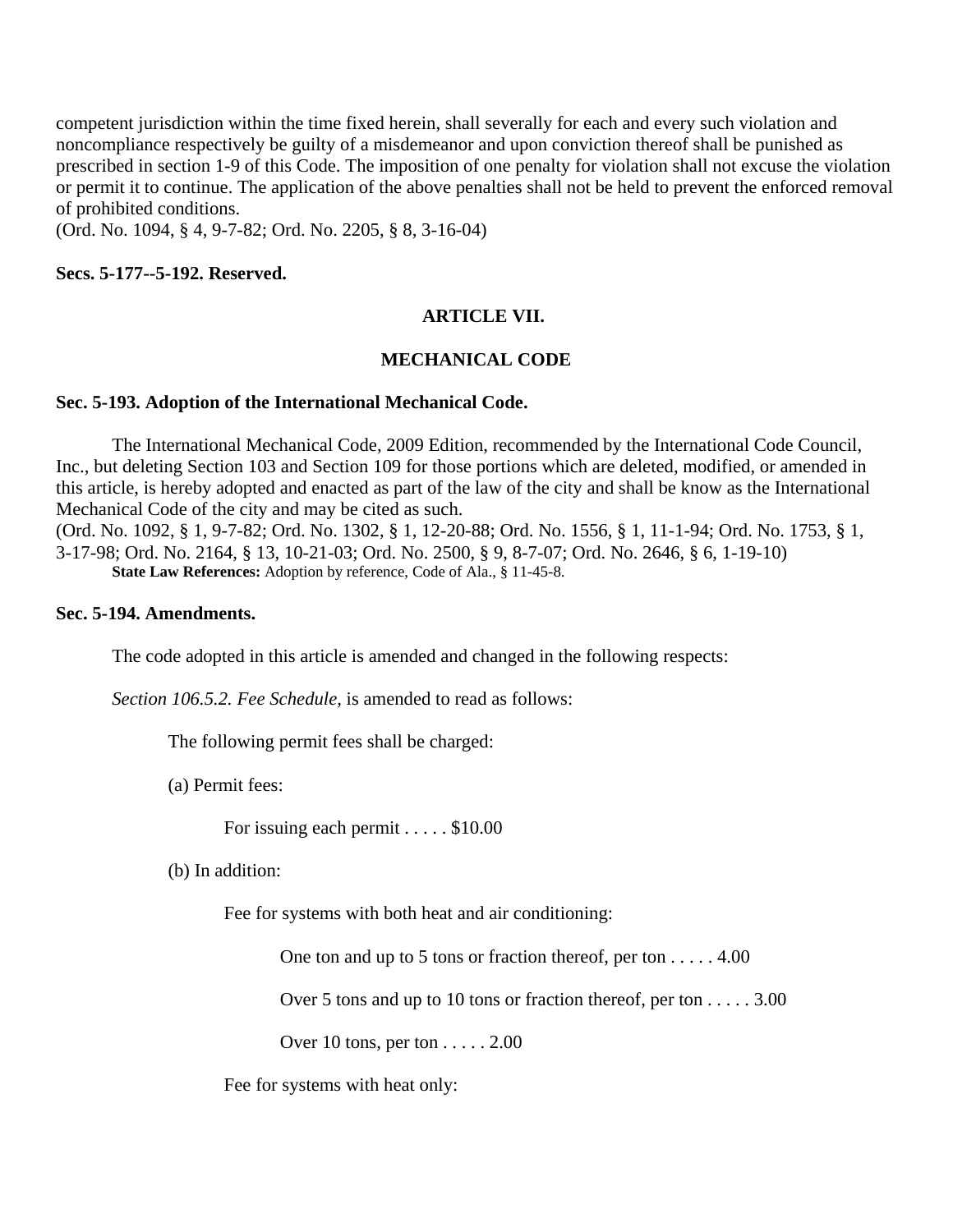competent jurisdiction within the time fixed herein, shall severally for each and every such violation and noncompliance respectively be guilty of a misdemeanor and upon conviction thereof shall be punished as prescribed in section 1-9 of this Code. The imposition of one penalty for violation shall not excuse the violation or permit it to continue. The application of the above penalties shall not be held to prevent the enforced removal of prohibited conditions.
(Ord. No. 1094, § 4, 9-7-82; Ord. No. 2205, § 8, 3-16-04)

**Secs. 5-177--5-192. Reserved.**

## ARTICLE VII.

## MECHANICAL CODE

**Sec. 5-193. Adoption of the International Mechanical Code.**

The International Mechanical Code, 2009 Edition, recommended by the International Code Council, Inc., but deleting Section 103 and Section 109 for those portions which are deleted, modified, or amended in this article, is hereby adopted and enacted as part of the law of the city and shall be know as the International Mechanical Code of the city and may be cited as such.
(Ord. No. 1092, § 1, 9-7-82; Ord. No. 1302, § 1, 12-20-88; Ord. No. 1556, § 1, 11-1-94; Ord. No. 1753, § 1, 3-17-98; Ord. No. 2164, § 13, 10-21-03; Ord. No. 2500, § 9, 8-7-07; Ord. No. 2646, § 6, 1-19-10)
**State Law References:** Adoption by reference, Code of Ala., § 11-45-8.

**Sec. 5-194. Amendments.**

The code adopted in this article is amended and changed in the following respects:

*Section 106.5.2. Fee Schedule,* is amended to read as follows:

The following permit fees shall be charged:

(a) Permit fees:

For issuing each permit . . . . . $10.00

(b) In addition:

Fee for systems with both heat and air conditioning:

One ton and up to 5 tons or fraction thereof, per ton . . . . . 4.00

Over 5 tons and up to 10 tons or fraction thereof, per ton . . . . . 3.00

Over 10 tons, per ton . . . . . 2.00

Fee for systems with heat only: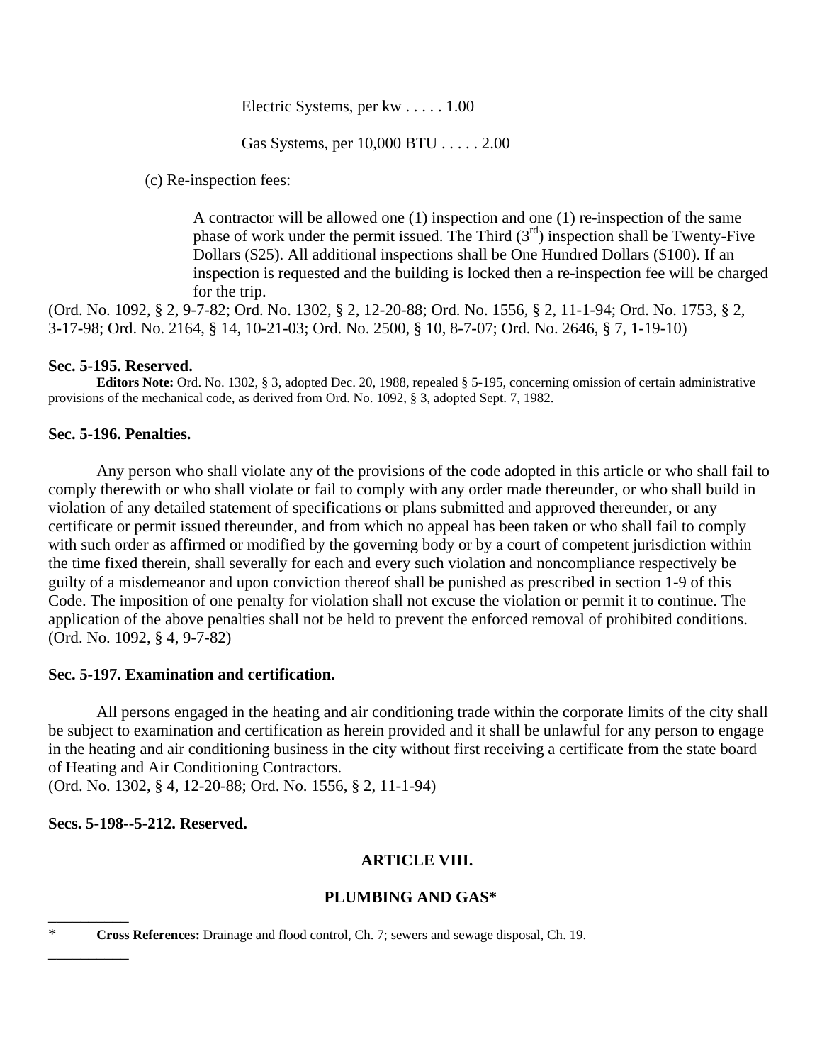Electric Systems, per kw . . . . . 1.00

Gas Systems, per 10,000 BTU . . . . . 2.00

(c) Re-inspection fees:

A contractor will be allowed one (1) inspection and one (1) re-inspection of the same phase of work under the permit issued. The Third (3rd) inspection shall be Twenty-Five Dollars ($25). All additional inspections shall be One Hundred Dollars ($100). If an inspection is requested and the building is locked then a re-inspection fee will be charged for the trip.

(Ord. No. 1092, § 2, 9-7-82; Ord. No. 1302, § 2, 12-20-88; Ord. No. 1556, § 2, 11-1-94; Ord. No. 1753, § 2, 3-17-98; Ord. No. 2164, § 14, 10-21-03; Ord. No. 2500, § 10, 8-7-07; Ord. No. 2646, § 7, 1-19-10)

**Sec. 5-195. Reserved.**

**Editors Note:** Ord. No. 1302, § 3, adopted Dec. 20, 1988, repealed § 5-195, concerning omission of certain administrative provisions of the mechanical code, as derived from Ord. No. 1092, § 3, adopted Sept. 7, 1982.

**Sec. 5-196. Penalties.**

Any person who shall violate any of the provisions of the code adopted in this article or who shall fail to comply therewith or who shall violate or fail to comply with any order made thereunder, or who shall build in violation of any detailed statement of specifications or plans submitted and approved thereunder, or any certificate or permit issued thereunder, and from which no appeal has been taken or who shall fail to comply with such order as affirmed or modified by the governing body or by a court of competent jurisdiction within the time fixed therein, shall severally for each and every such violation and noncompliance respectively be guilty of a misdemeanor and upon conviction thereof shall be punished as prescribed in section 1-9 of this Code. The imposition of one penalty for violation shall not excuse the violation or permit it to continue. The application of the above penalties shall not be held to prevent the enforced removal of prohibited conditions.
(Ord. No. 1092, § 4, 9-7-82)

**Sec. 5-197. Examination and certification.**

All persons engaged in the heating and air conditioning trade within the corporate limits of the city shall be subject to examination and certification as herein provided and it shall be unlawful for any person to engage in the heating and air conditioning business in the city without first receiving a certificate from the state board of Heating and Air Conditioning Contractors.
(Ord. No. 1302, § 4, 12-20-88; Ord. No. 1556, § 2, 11-1-94)

**Secs. 5-198--5-212. Reserved.**

## ARTICLE VIII.

## PLUMBING AND GAS*

---

\* **Cross References:** Drainage and flood control, Ch. 7; sewers and sewage disposal, Ch. 19.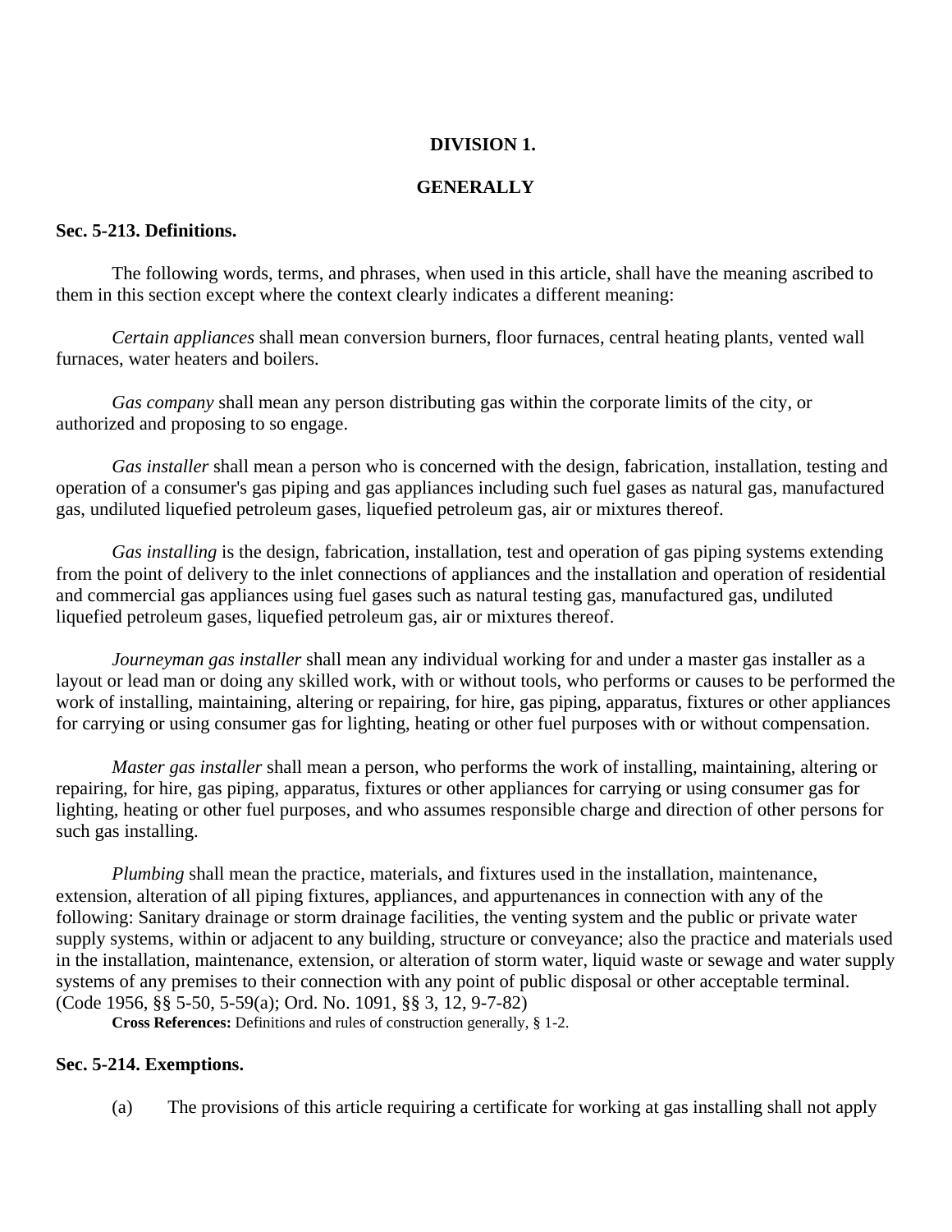## DIVISION 1.

## GENERALLY

### Sec. 5-213. Definitions.

The following words, terms, and phrases, when used in this article, shall have the meaning ascribed to them in this section except where the context clearly indicates a different meaning:

*Certain appliances* shall mean conversion burners, floor furnaces, central heating plants, vented wall furnaces, water heaters and boilers.

*Gas company* shall mean any person distributing gas within the corporate limits of the city, or authorized and proposing to so engage.

*Gas installer* shall mean a person who is concerned with the design, fabrication, installation, testing and operation of a consumer's gas piping and gas appliances including such fuel gases as natural gas, manufactured gas, undiluted liquefied petroleum gases, liquefied petroleum gas, air or mixtures thereof.

*Gas installing* is the design, fabrication, installation, test and operation of gas piping systems extending from the point of delivery to the inlet connections of appliances and the installation and operation of residential and commercial gas appliances using fuel gases such as natural testing gas, manufactured gas, undiluted liquefied petroleum gases, liquefied petroleum gas, air or mixtures thereof.

*Journeyman gas installer* shall mean any individual working for and under a master gas installer as a layout or lead man or doing any skilled work, with or without tools, who performs or causes to be performed the work of installing, maintaining, altering or repairing, for hire, gas piping, apparatus, fixtures or other appliances for carrying or using consumer gas for lighting, heating or other fuel purposes with or without compensation.

*Master gas installer* shall mean a person, who performs the work of installing, maintaining, altering or repairing, for hire, gas piping, apparatus, fixtures or other appliances for carrying or using consumer gas for lighting, heating or other fuel purposes, and who assumes responsible charge and direction of other persons for such gas installing.

*Plumbing* shall mean the practice, materials, and fixtures used in the installation, maintenance, extension, alteration of all piping fixtures, appliances, and appurtenances in connection with any of the following: Sanitary drainage or storm drainage facilities, the venting system and the public or private water supply systems, within or adjacent to any building, structure or conveyance; also the practice and materials used in the installation, maintenance, extension, or alteration of storm water, liquid waste or sewage and water supply systems of any premises to their connection with any point of public disposal or other acceptable terminal.
(Code 1956, §§ 5-50, 5-59(a); Ord. No. 1091, §§ 3, 12, 9-7-82)

**Cross References:** Definitions and rules of construction generally, § 1-2.

### Sec. 5-214. Exemptions.

(a) The provisions of this article requiring a certificate for working at gas installing shall not apply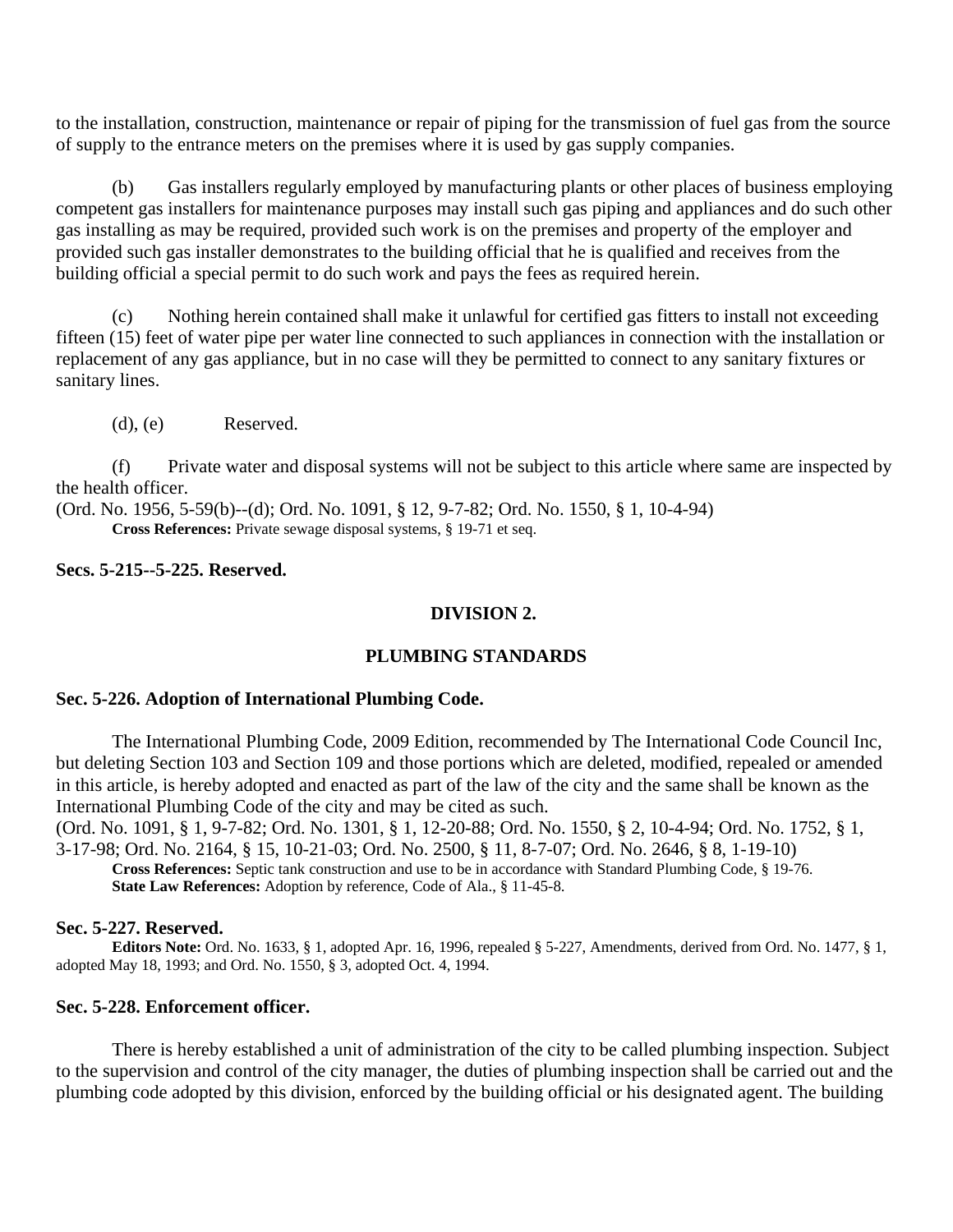to the installation, construction, maintenance or repair of piping for the transmission of fuel gas from the source of supply to the entrance meters on the premises where it is used by gas supply companies.

(b) Gas installers regularly employed by manufacturing plants or other places of business employing competent gas installers for maintenance purposes may install such gas piping and appliances and do such other gas installing as may be required, provided such work is on the premises and property of the employer and provided such gas installer demonstrates to the building official that he is qualified and receives from the building official a special permit to do such work and pays the fees as required herein.

(c) Nothing herein contained shall make it unlawful for certified gas fitters to install not exceeding fifteen (15) feet of water pipe per water line connected to such appliances in connection with the installation or replacement of any gas appliance, but in no case will they be permitted to connect to any sanitary fixtures or sanitary lines.

(d), (e) Reserved.

(f) Private water and disposal systems will not be subject to this article where same are inspected by the health officer.

(Ord. No. 1956, 5-59(b)--(d); Ord. No. 1091, § 12, 9-7-82; Ord. No. 1550, § 1, 10-4-94)

**Cross References:** Private sewage disposal systems, § 19-71 et seq.

**Secs. 5-215--5-225. Reserved.**

## DIVISION 2.

## PLUMBING STANDARDS

**Sec. 5-226. Adoption of International Plumbing Code.**

The International Plumbing Code, 2009 Edition, recommended by The International Code Council Inc, but deleting Section 103 and Section 109 and those portions which are deleted, modified, repealed or amended in this article, is hereby adopted and enacted as part of the law of the city and the same shall be known as the International Plumbing Code of the city and may be cited as such.

(Ord. No. 1091, § 1, 9-7-82; Ord. No. 1301, § 1, 12-20-88; Ord. No. 1550, § 2, 10-4-94; Ord. No. 1752, § 1, 3-17-98; Ord. No. 2164, § 15, 10-21-03; Ord. No. 2500, § 11, 8-7-07; Ord. No. 2646, § 8, 1-19-10)

**Cross References:** Septic tank construction and use to be in accordance with Standard Plumbing Code, § 19-76.

**State Law References:** Adoption by reference, Code of Ala., § 11-45-8.

**Sec. 5-227. Reserved.**

**Editors Note:** Ord. No. 1633, § 1, adopted Apr. 16, 1996, repealed § 5-227, Amendments, derived from Ord. No. 1477, § 1, adopted May 18, 1993; and Ord. No. 1550, § 3, adopted Oct. 4, 1994.

**Sec. 5-228. Enforcement officer.**

There is hereby established a unit of administration of the city to be called plumbing inspection. Subject to the supervision and control of the city manager, the duties of plumbing inspection shall be carried out and the plumbing code adopted by this division, enforced by the building official or his designated agent. The building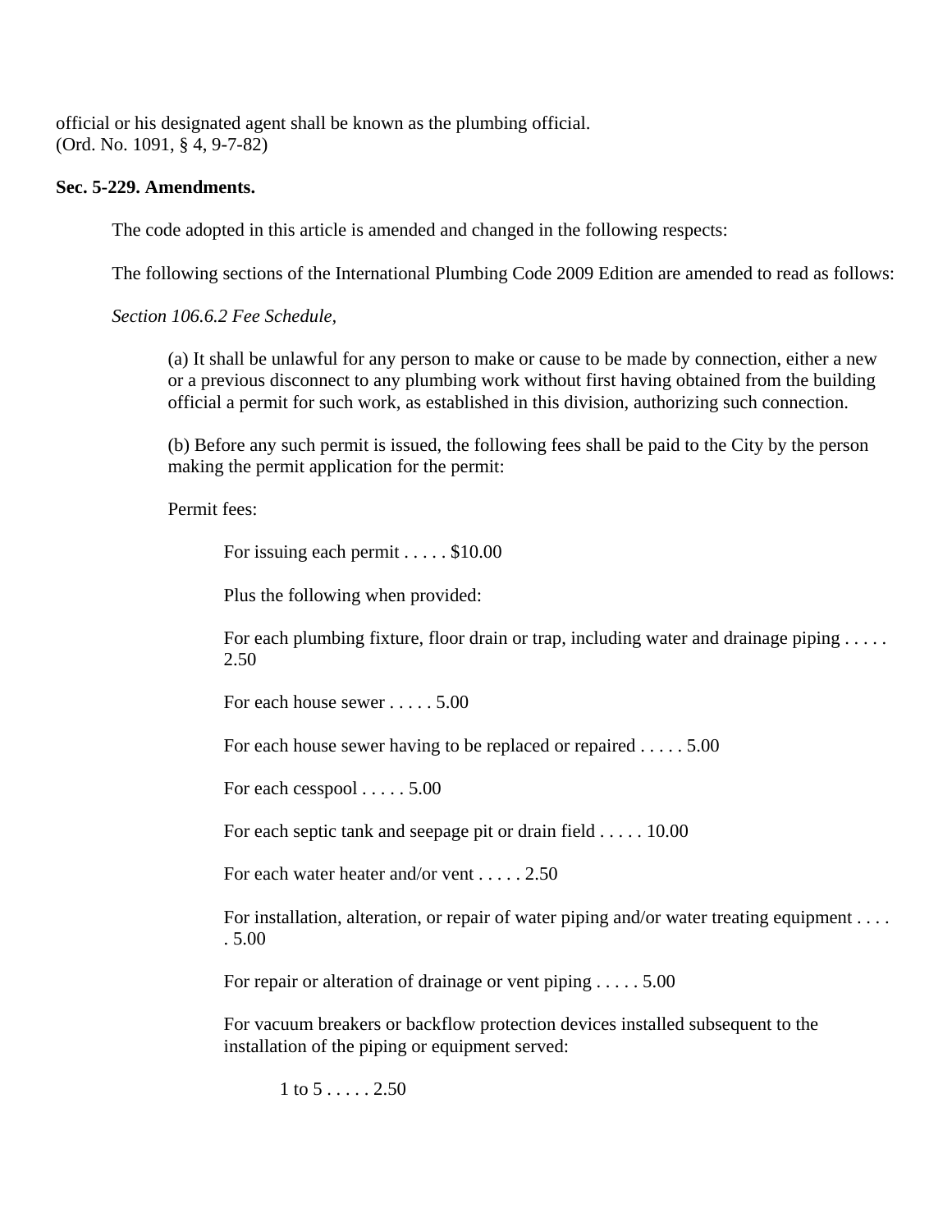official or his designated agent shall be known as the plumbing official.
(Ord. No. 1091, § 4, 9-7-82)

**Sec. 5-229. Amendments.**

The code adopted in this article is amended and changed in the following respects:

The following sections of the International Plumbing Code 2009 Edition are amended to read as follows:

*Section 106.6.2 Fee Schedule,*

(a) It shall be unlawful for any person to make or cause to be made by connection, either a new or a previous disconnect to any plumbing work without first having obtained from the building official a permit for such work, as established in this division, authorizing such connection.

(b) Before any such permit is issued, the following fees shall be paid to the City by the person making the permit application for the permit:

Permit fees:

For issuing each permit . . . . . $10.00

Plus the following when provided:

For each plumbing fixture, floor drain or trap, including water and drainage piping . . . . . 2.50

For each house sewer . . . . . 5.00

For each house sewer having to be replaced or repaired . . . . . 5.00

For each cesspool . . . . . 5.00

For each septic tank and seepage pit or drain field . . . . . 10.00

For each water heater and/or vent . . . . . 2.50

For installation, alteration, or repair of water piping and/or water treating equipment . . . . . 5.00

For repair or alteration of drainage or vent piping . . . . . 5.00

For vacuum breakers or backflow protection devices installed subsequent to the installation of the piping or equipment served:

1 to 5 . . . . . 2.50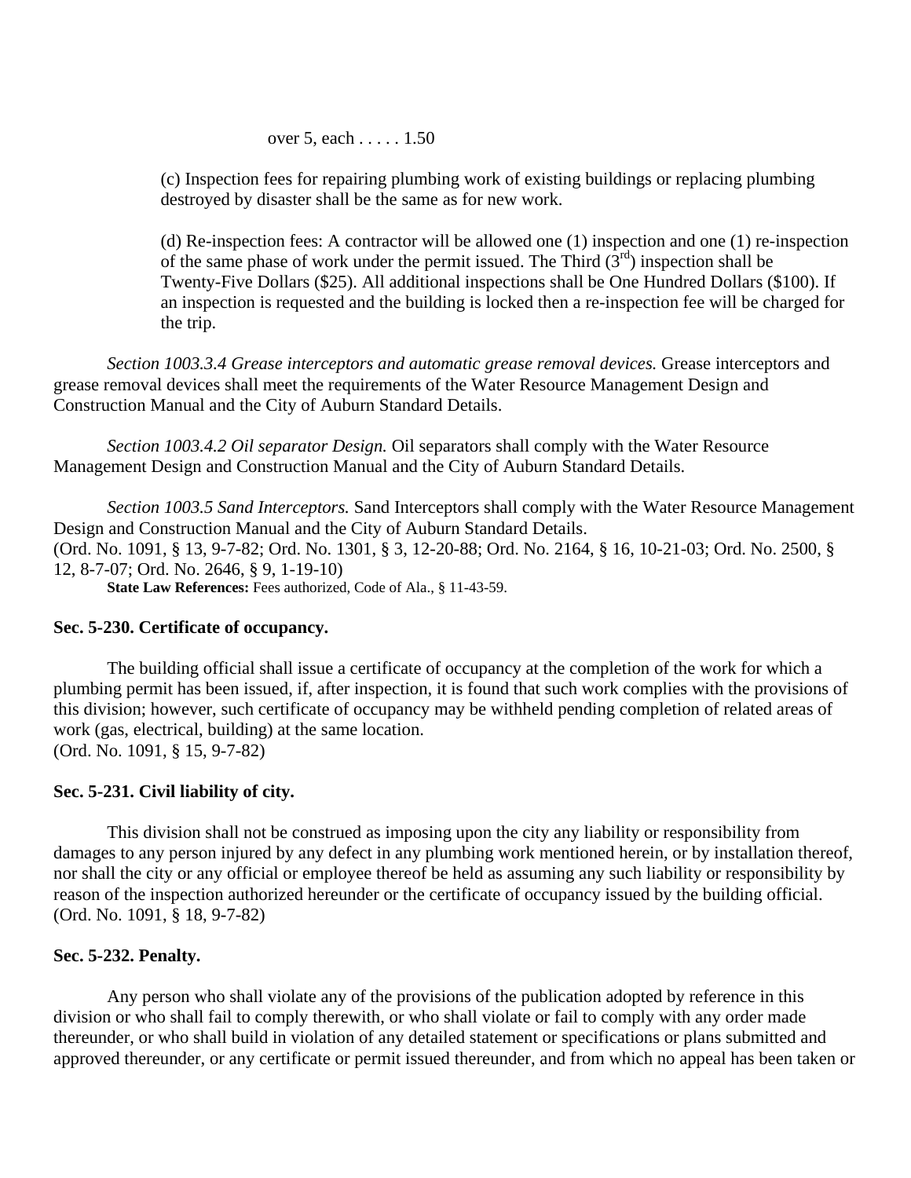over 5, each . . . . . 1.50

(c) Inspection fees for repairing plumbing work of existing buildings or replacing plumbing destroyed by disaster shall be the same as for new work.

(d) Re-inspection fees: A contractor will be allowed one (1) inspection and one (1) re-inspection of the same phase of work under the permit issued. The Third (3rd) inspection shall be Twenty-Five Dollars ($25). All additional inspections shall be One Hundred Dollars ($100). If an inspection is requested and the building is locked then a re-inspection fee will be charged for the trip.

*Section 1003.3.4 Grease interceptors and automatic grease removal devices.* Grease interceptors and grease removal devices shall meet the requirements of the Water Resource Management Design and Construction Manual and the City of Auburn Standard Details.

*Section 1003.4.2 Oil separator Design.* Oil separators shall comply with the Water Resource Management Design and Construction Manual and the City of Auburn Standard Details.

*Section 1003.5 Sand Interceptors.* Sand Interceptors shall comply with the Water Resource Management Design and Construction Manual and the City of Auburn Standard Details.
(Ord. No. 1091, § 13, 9-7-82; Ord. No. 1301, § 3, 12-20-88; Ord. No. 2164, § 16, 10-21-03; Ord. No. 2500, § 12, 8-7-07; Ord. No. 2646, § 9, 1-19-10)

**State Law References:** Fees authorized, Code of Ala., § 11-43-59.

### Sec. 5-230. Certificate of occupancy.

The building official shall issue a certificate of occupancy at the completion of the work for which a plumbing permit has been issued, if, after inspection, it is found that such work complies with the provisions of this division; however, such certificate of occupancy may be withheld pending completion of related areas of work (gas, electrical, building) at the same location.
(Ord. No. 1091, § 15, 9-7-82)

### Sec. 5-231. Civil liability of city.

This division shall not be construed as imposing upon the city any liability or responsibility from damages to any person injured by any defect in any plumbing work mentioned herein, or by installation thereof, nor shall the city or any official or employee thereof be held as assuming any such liability or responsibility by reason of the inspection authorized hereunder or the certificate of occupancy issued by the building official.
(Ord. No. 1091, § 18, 9-7-82)

### Sec. 5-232. Penalty.

Any person who shall violate any of the provisions of the publication adopted by reference in this division or who shall fail to comply therewith, or who shall violate or fail to comply with any order made thereunder, or who shall build in violation of any detailed statement or specifications or plans submitted and approved thereunder, or any certificate or permit issued thereunder, and from which no appeal has been taken or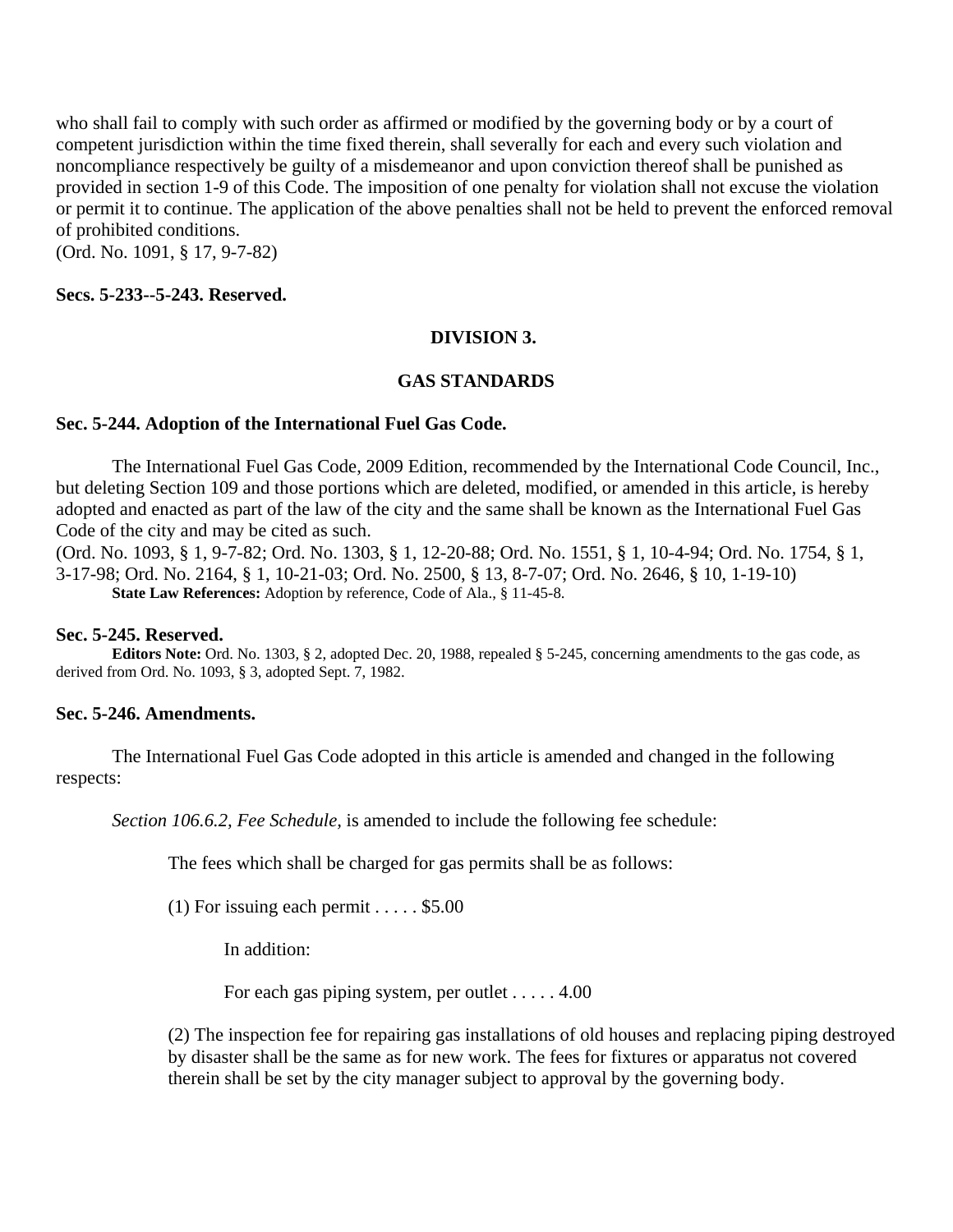who shall fail to comply with such order as affirmed or modified by the governing body or by a court of competent jurisdiction within the time fixed therein, shall severally for each and every such violation and noncompliance respectively be guilty of a misdemeanor and upon conviction thereof shall be punished as provided in section 1-9 of this Code. The imposition of one penalty for violation shall not excuse the violation or permit it to continue. The application of the above penalties shall not be held to prevent the enforced removal of prohibited conditions.
(Ord. No. 1091, § 17, 9-7-82)

**Secs. 5-233--5-243. Reserved.**

## DIVISION 3.

## GAS STANDARDS

**Sec. 5-244. Adoption of the International Fuel Gas Code.**

The International Fuel Gas Code, 2009 Edition, recommended by the International Code Council, Inc., but deleting Section 109 and those portions which are deleted, modified, or amended in this article, is hereby adopted and enacted as part of the law of the city and the same shall be known as the International Fuel Gas Code of the city and may be cited as such.
(Ord. No. 1093, § 1, 9-7-82; Ord. No. 1303, § 1, 12-20-88; Ord. No. 1551, § 1, 10-4-94; Ord. No. 1754, § 1, 3-17-98; Ord. No. 2164, § 1, 10-21-03; Ord. No. 2500, § 13, 8-7-07; Ord. No. 2646, § 10, 1-19-10)
**State Law References:** Adoption by reference, Code of Ala., § 11-45-8.

**Sec. 5-245. Reserved.**
**Editors Note:** Ord. No. 1303, § 2, adopted Dec. 20, 1988, repealed § 5-245, concerning amendments to the gas code, as derived from Ord. No. 1093, § 3, adopted Sept. 7, 1982.

**Sec. 5-246. Amendments.**

The International Fuel Gas Code adopted in this article is amended and changed in the following respects:

*Section 106.6.2, Fee Schedule,* is amended to include the following fee schedule:

The fees which shall be charged for gas permits shall be as follows:

(1) For issuing each permit . . . . . $5.00

In addition:

For each gas piping system, per outlet . . . . . 4.00

(2) The inspection fee for repairing gas installations of old houses and replacing piping destroyed by disaster shall be the same as for new work. The fees for fixtures or apparatus not covered therein shall be set by the city manager subject to approval by the governing body.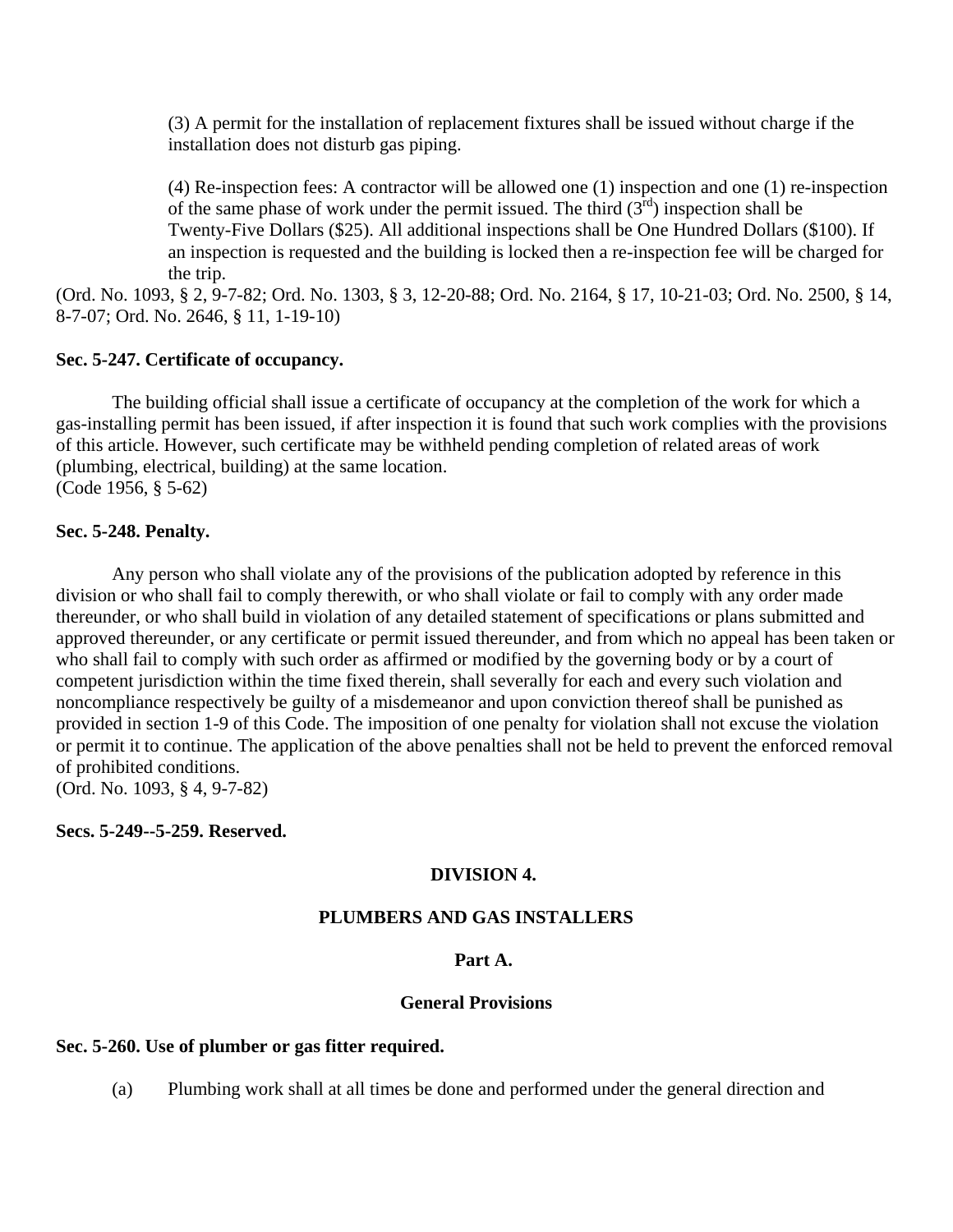(3) A permit for the installation of replacement fixtures shall be issued without charge if the installation does not disturb gas piping.

(4) Re-inspection fees: A contractor will be allowed one (1) inspection and one (1) re-inspection of the same phase of work under the permit issued. The third (3rd) inspection shall be Twenty-Five Dollars ($25). All additional inspections shall be One Hundred Dollars ($100). If an inspection is requested and the building is locked then a re-inspection fee will be charged for the trip.

(Ord. No. 1093, § 2, 9-7-82; Ord. No. 1303, § 3, 12-20-88; Ord. No. 2164, § 17, 10-21-03; Ord. No. 2500, § 14, 8-7-07; Ord. No. 2646, § 11, 1-19-10)

**Sec. 5-247. Certificate of occupancy.**

The building official shall issue a certificate of occupancy at the completion of the work for which a gas-installing permit has been issued, if after inspection it is found that such work complies with the provisions of this article. However, such certificate may be withheld pending completion of related areas of work (plumbing, electrical, building) at the same location.
(Code 1956, § 5-62)

**Sec. 5-248. Penalty.**

Any person who shall violate any of the provisions of the publication adopted by reference in this division or who shall fail to comply therewith, or who shall violate or fail to comply with any order made thereunder, or who shall build in violation of any detailed statement of specifications or plans submitted and approved thereunder, or any certificate or permit issued thereunder, and from which no appeal has been taken or who shall fail to comply with such order as affirmed or modified by the governing body or by a court of competent jurisdiction within the time fixed therein, shall severally for each and every such violation and noncompliance respectively be guilty of a misdemeanor and upon conviction thereof shall be punished as provided in section 1-9 of this Code. The imposition of one penalty for violation shall not excuse the violation or permit it to continue. The application of the above penalties shall not be held to prevent the enforced removal of prohibited conditions.
(Ord. No. 1093, § 4, 9-7-82)

**Secs. 5-249--5-259. Reserved.**

## DIVISION 4.

## PLUMBERS AND GAS INSTALLERS

### Part A.

### General Provisions

**Sec. 5-260. Use of plumber or gas fitter required.**

(a) Plumbing work shall at all times be done and performed under the general direction and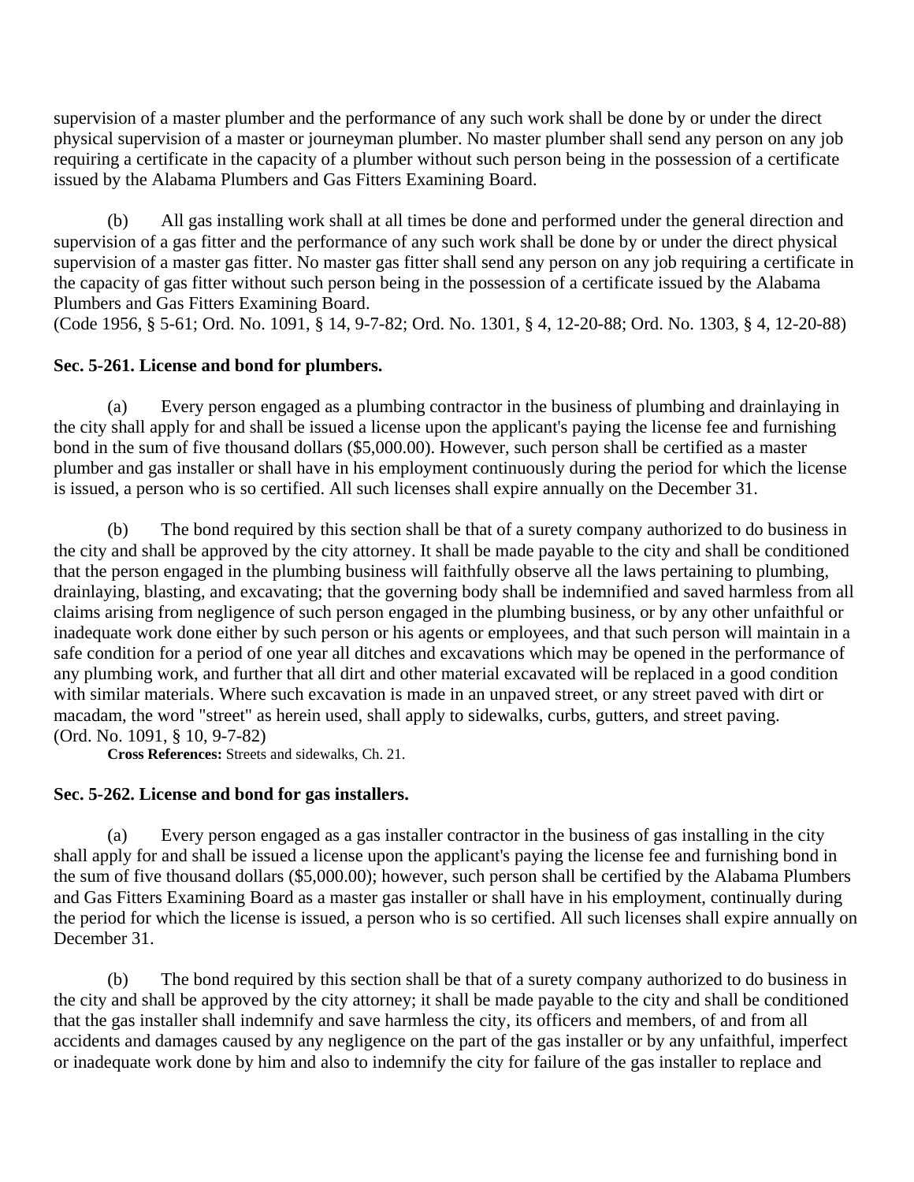supervision of a master plumber and the performance of any such work shall be done by or under the direct physical supervision of a master or journeyman plumber. No master plumber shall send any person on any job requiring a certificate in the capacity of a plumber without such person being in the possession of a certificate issued by the Alabama Plumbers and Gas Fitters Examining Board.

(b) All gas installing work shall at all times be done and performed under the general direction and supervision of a gas fitter and the performance of any such work shall be done by or under the direct physical supervision of a master gas fitter. No master gas fitter shall send any person on any job requiring a certificate in the capacity of gas fitter without such person being in the possession of a certificate issued by the Alabama Plumbers and Gas Fitters Examining Board.
(Code 1956, § 5-61; Ord. No. 1091, § 14, 9-7-82; Ord. No. 1301, § 4, 12-20-88; Ord. No. 1303, § 4, 12-20-88)

**Sec. 5-261. License and bond for plumbers.**

(a) Every person engaged as a plumbing contractor in the business of plumbing and drainlaying in the city shall apply for and shall be issued a license upon the applicant's paying the license fee and furnishing bond in the sum of five thousand dollars ($5,000.00). However, such person shall be certified as a master plumber and gas installer or shall have in his employment continuously during the period for which the license is issued, a person who is so certified. All such licenses shall expire annually on the December 31.

(b) The bond required by this section shall be that of a surety company authorized to do business in the city and shall be approved by the city attorney. It shall be made payable to the city and shall be conditioned that the person engaged in the plumbing business will faithfully observe all the laws pertaining to plumbing, drainlaying, blasting, and excavating; that the governing body shall be indemnified and saved harmless from all claims arising from negligence of such person engaged in the plumbing business, or by any other unfaithful or inadequate work done either by such person or his agents or employees, and that such person will maintain in a safe condition for a period of one year all ditches and excavations which may be opened in the performance of any plumbing work, and further that all dirt and other material excavated will be replaced in a good condition with similar materials. Where such excavation is made in an unpaved street, or any street paved with dirt or macadam, the word "street" as herein used, shall apply to sidewalks, curbs, gutters, and street paving.
(Ord. No. 1091, § 10, 9-7-82)

**Cross References:** Streets and sidewalks, Ch. 21.

**Sec. 5-262. License and bond for gas installers.**

(a) Every person engaged as a gas installer contractor in the business of gas installing in the city shall apply for and shall be issued a license upon the applicant's paying the license fee and furnishing bond in the sum of five thousand dollars ($5,000.00); however, such person shall be certified by the Alabama Plumbers and Gas Fitters Examining Board as a master gas installer or shall have in his employment, continually during the period for which the license is issued, a person who is so certified. All such licenses shall expire annually on December 31.

(b) The bond required by this section shall be that of a surety company authorized to do business in the city and shall be approved by the city attorney; it shall be made payable to the city and shall be conditioned that the gas installer shall indemnify and save harmless the city, its officers and members, of and from all accidents and damages caused by any negligence on the part of the gas installer or by any unfaithful, imperfect or inadequate work done by him and also to indemnify the city for failure of the gas installer to replace and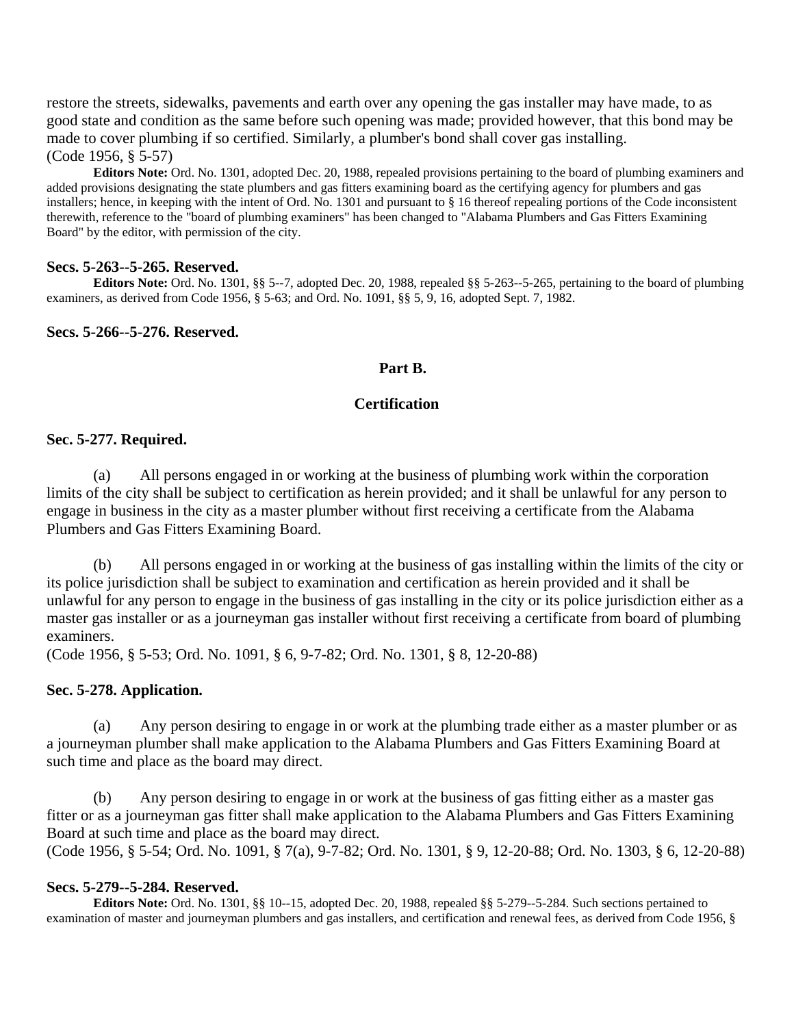restore the streets, sidewalks, pavements and earth over any opening the gas installer may have made, to as good state and condition as the same before such opening was made; provided however, that this bond may be made to cover plumbing if so certified. Similarly, a plumber's bond shall cover gas installing.
(Code 1956, § 5-57)

**Editors Note:** Ord. No. 1301, adopted Dec. 20, 1988, repealed provisions pertaining to the board of plumbing examiners and added provisions designating the state plumbers and gas fitters examining board as the certifying agency for plumbers and gas installers; hence, in keeping with the intent of Ord. No. 1301 and pursuant to § 16 thereof repealing portions of the Code inconsistent therewith, reference to the "board of plumbing examiners" has been changed to "Alabama Plumbers and Gas Fitters Examining Board" by the editor, with permission of the city.

**Secs. 5-263--5-265. Reserved.**

**Editors Note:** Ord. No. 1301, §§ 5--7, adopted Dec. 20, 1988, repealed §§ 5-263--5-265, pertaining to the board of plumbing examiners, as derived from Code 1956, § 5-63; and Ord. No. 1091, §§ 5, 9, 16, adopted Sept. 7, 1982.

**Secs. 5-266--5-276. Reserved.**

## Part B.

## Certification

**Sec. 5-277. Required.**

(a) All persons engaged in or working at the business of plumbing work within the corporation limits of the city shall be subject to certification as herein provided; and it shall be unlawful for any person to engage in business in the city as a master plumber without first receiving a certificate from the Alabama Plumbers and Gas Fitters Examining Board.

(b) All persons engaged in or working at the business of gas installing within the limits of the city or its police jurisdiction shall be subject to examination and certification as herein provided and it shall be unlawful for any person to engage in the business of gas installing in the city or its police jurisdiction either as a master gas installer or as a journeyman gas installer without first receiving a certificate from board of plumbing examiners.
(Code 1956, § 5-53; Ord. No. 1091, § 6, 9-7-82; Ord. No. 1301, § 8, 12-20-88)

**Sec. 5-278. Application.**

(a) Any person desiring to engage in or work at the plumbing trade either as a master plumber or as a journeyman plumber shall make application to the Alabama Plumbers and Gas Fitters Examining Board at such time and place as the board may direct.

(b) Any person desiring to engage in or work at the business of gas fitting either as a master gas fitter or as a journeyman gas fitter shall make application to the Alabama Plumbers and Gas Fitters Examining Board at such time and place as the board may direct.
(Code 1956, § 5-54; Ord. No. 1091, § 7(a), 9-7-82; Ord. No. 1301, § 9, 12-20-88; Ord. No. 1303, § 6, 12-20-88)

**Secs. 5-279--5-284. Reserved.**

**Editors Note:** Ord. No. 1301, §§ 10--15, adopted Dec. 20, 1988, repealed §§ 5-279--5-284. Such sections pertained to examination of master and journeyman plumbers and gas installers, and certification and renewal fees, as derived from Code 1956, §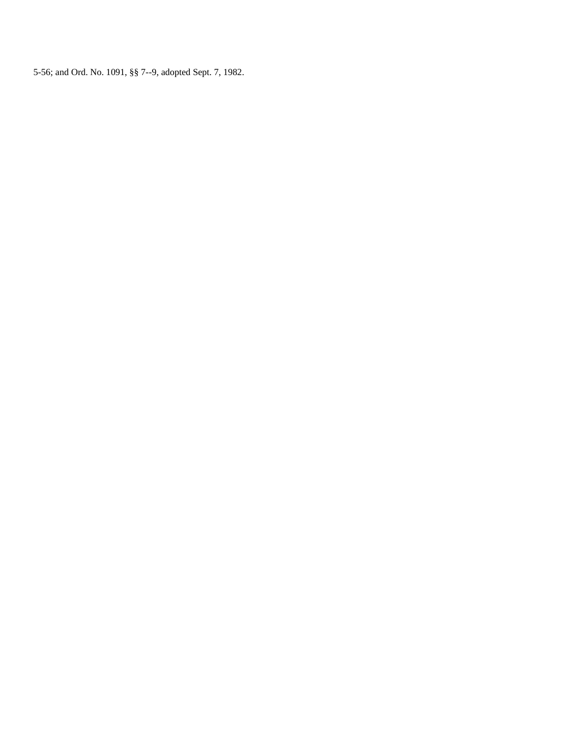5-56; and Ord. No. 1091, §§ 7--9, adopted Sept. 7, 1982.